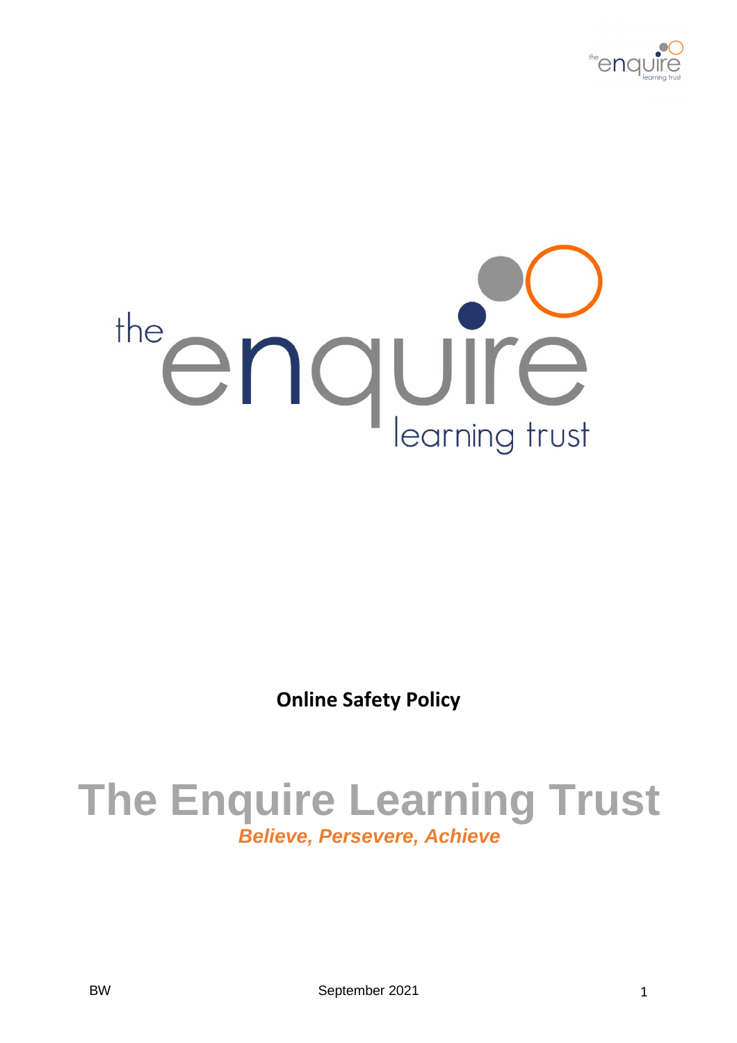**Online Safety Policy**

# The Enquire Learning Trust

***Believe, Persevere, Achieve***

BW September 2021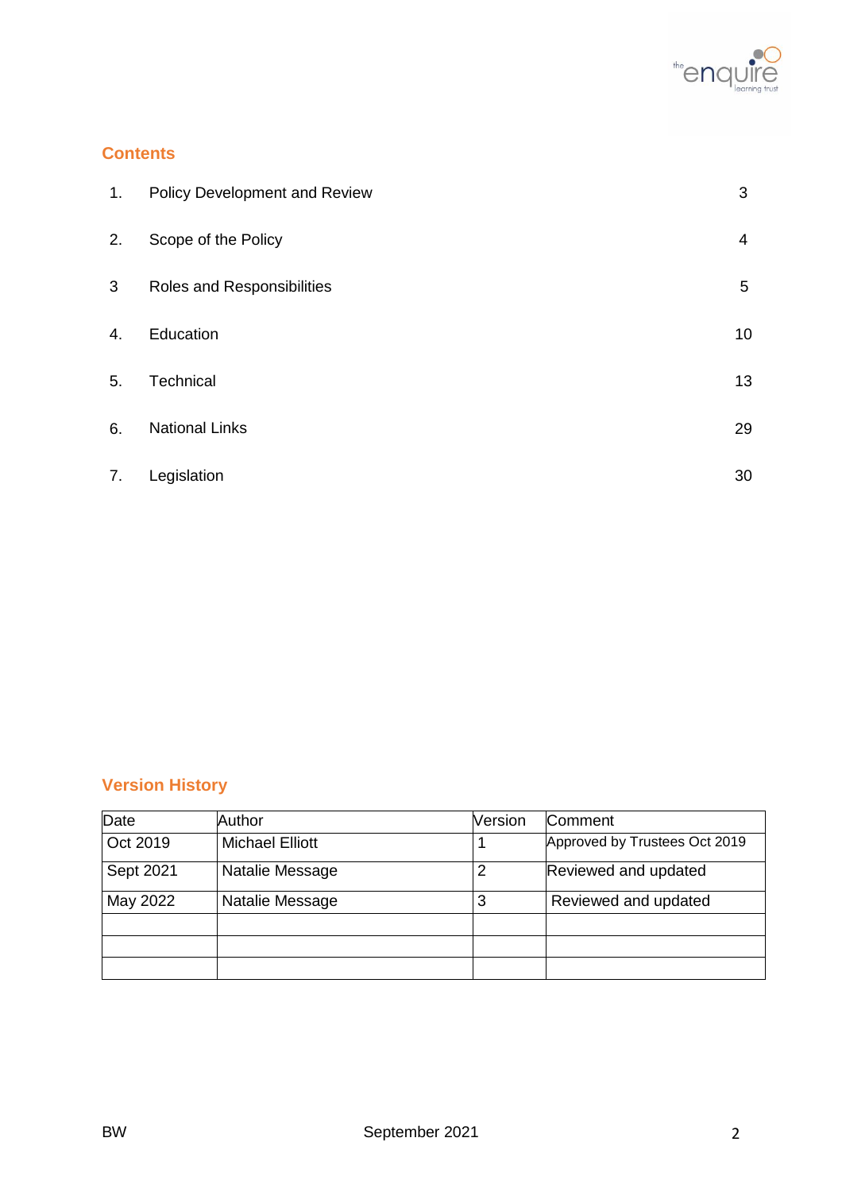## Contents

| | | |
|---|---|---|
| 1. | Policy Development and Review | 3 |
| 2. | Scope of the Policy | 4 |
| 3 | Roles and Responsibilities | 5 |
| 4. | Education | 10 |
| 5. | Technical | 13 |
| 6. | National Links | 29 |
| 7. | Legislation | 30 |

## Version History

| Date | Author | Version | Comment |
|---|---|---|---|
| Oct 2019 | Michael Elliott | 1 | Approved by Trustees Oct 2019 |
| Sept 2021 | Natalie Message | 2 | Reviewed and updated |
| May 2022 | Natalie Message | 3 | Reviewed and updated |
| | | | |
| | | | |
| | | | |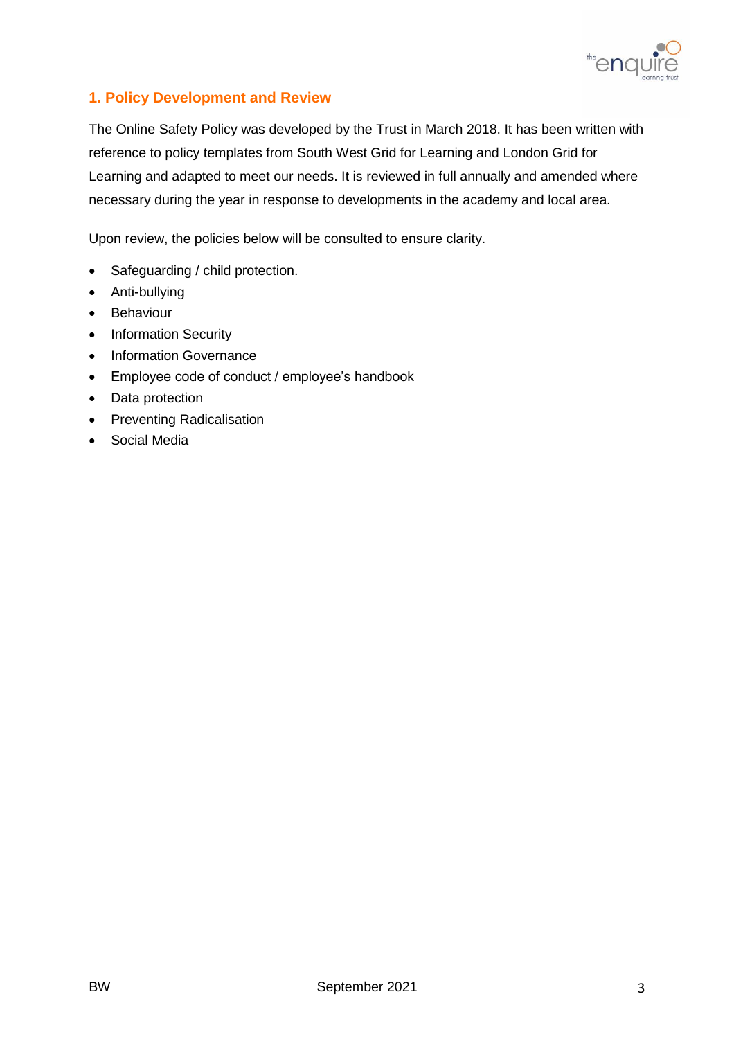## 1. Policy Development and Review

The Online Safety Policy was developed by the Trust in March 2018. It has been written with reference to policy templates from South West Grid for Learning and London Grid for Learning and adapted to meet our needs. It is reviewed in full annually and amended where necessary during the year in response to developments in the academy and local area.

Upon review, the policies below will be consulted to ensure clarity.

- Safeguarding / child protection.
- Anti-bullying
- Behaviour
- Information Security
- Information Governance
- Employee code of conduct / employee's handbook
- Data protection
- Preventing Radicalisation
- Social Media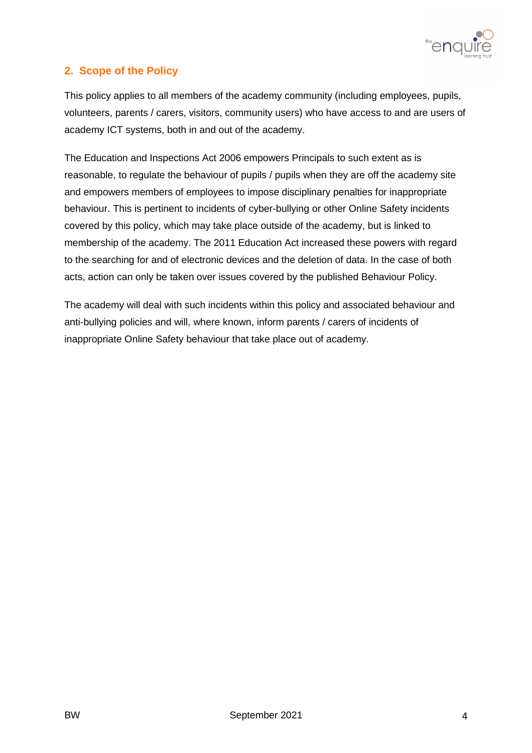## 2. Scope of the Policy

This policy applies to all members of the academy community (including employees, pupils, volunteers, parents / carers, visitors, community users) who have access to and are users of academy ICT systems, both in and out of the academy.

The Education and Inspections Act 2006 empowers Principals to such extent as is reasonable, to regulate the behaviour of pupils / pupils when they are off the academy site and empowers members of employees to impose disciplinary penalties for inappropriate behaviour. This is pertinent to incidents of cyber-bullying or other Online Safety incidents covered by this policy, which may take place outside of the academy, but is linked to membership of the academy. The 2011 Education Act increased these powers with regard to the searching for and of electronic devices and the deletion of data. In the case of both acts, action can only be taken over issues covered by the published Behaviour Policy.

The academy will deal with such incidents within this policy and associated behaviour and anti-bullying policies and will, where known, inform parents / carers of incidents of inappropriate Online Safety behaviour that take place out of academy.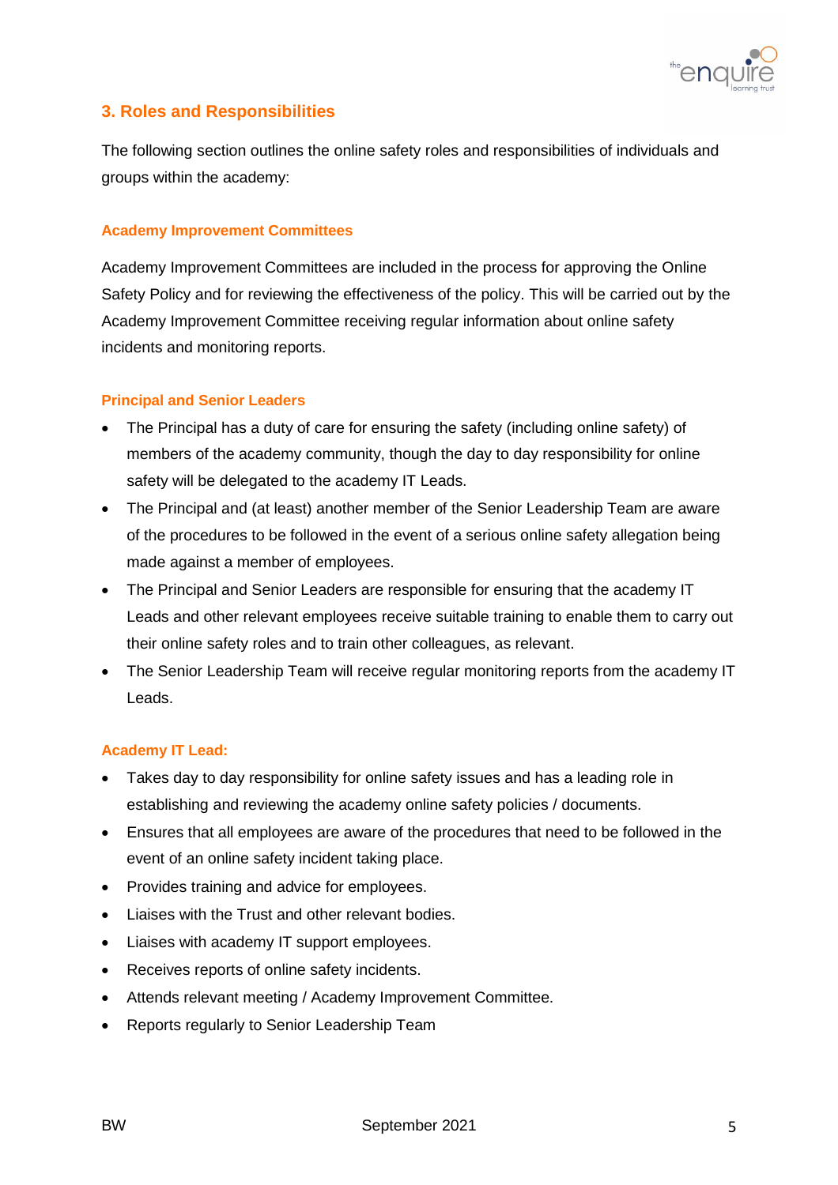## 3. Roles and Responsibilities

The following section outlines the online safety roles and responsibilities of individuals and groups within the academy:

### Academy Improvement Committees

Academy Improvement Committees are included in the process for approving the Online Safety Policy and for reviewing the effectiveness of the policy. This will be carried out by the Academy Improvement Committee receiving regular information about online safety incidents and monitoring reports.

### Principal and Senior Leaders

- The Principal has a duty of care for ensuring the safety (including online safety) of members of the academy community, though the day to day responsibility for online safety will be delegated to the academy IT Leads.
- The Principal and (at least) another member of the Senior Leadership Team are aware of the procedures to be followed in the event of a serious online safety allegation being made against a member of employees.
- The Principal and Senior Leaders are responsible for ensuring that the academy IT Leads and other relevant employees receive suitable training to enable them to carry out their online safety roles and to train other colleagues, as relevant.
- The Senior Leadership Team will receive regular monitoring reports from the academy IT Leads.

### Academy IT Lead:

- Takes day to day responsibility for online safety issues and has a leading role in establishing and reviewing the academy online safety policies / documents.
- Ensures that all employees are aware of the procedures that need to be followed in the event of an online safety incident taking place.
- Provides training and advice for employees.
- Liaises with the Trust and other relevant bodies.
- Liaises with academy IT support employees.
- Receives reports of online safety incidents.
- Attends relevant meeting / Academy Improvement Committee.
- Reports regularly to Senior Leadership Team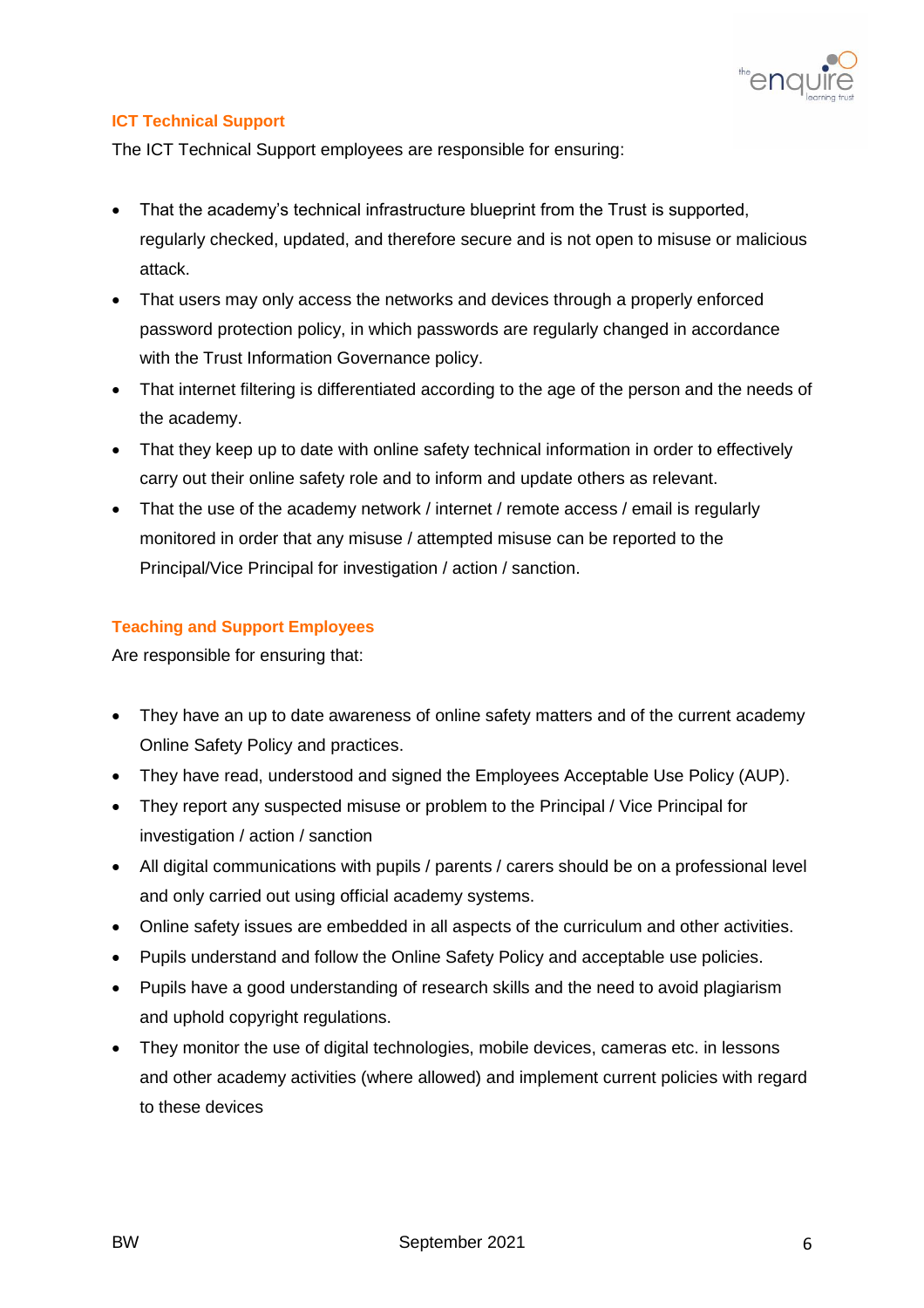### ICT Technical Support

The ICT Technical Support employees are responsible for ensuring:

- That the academy's technical infrastructure blueprint from the Trust is supported, regularly checked, updated, and therefore secure and is not open to misuse or malicious attack.
- That users may only access the networks and devices through a properly enforced password protection policy, in which passwords are regularly changed in accordance with the Trust Information Governance policy.
- That internet filtering is differentiated according to the age of the person and the needs of the academy.
- That they keep up to date with online safety technical information in order to effectively carry out their online safety role and to inform and update others as relevant.
- That the use of the academy network / internet / remote access / email is regularly monitored in order that any misuse / attempted misuse can be reported to the Principal/Vice Principal for investigation / action / sanction.

### Teaching and Support Employees

Are responsible for ensuring that:

- They have an up to date awareness of online safety matters and of the current academy Online Safety Policy and practices.
- They have read, understood and signed the Employees Acceptable Use Policy (AUP).
- They report any suspected misuse or problem to the Principal / Vice Principal for investigation / action / sanction
- All digital communications with pupils / parents / carers should be on a professional level and only carried out using official academy systems.
- Online safety issues are embedded in all aspects of the curriculum and other activities.
- Pupils understand and follow the Online Safety Policy and acceptable use policies.
- Pupils have a good understanding of research skills and the need to avoid plagiarism and uphold copyright regulations.
- They monitor the use of digital technologies, mobile devices, cameras etc. in lessons and other academy activities (where allowed) and implement current policies with regard to these devices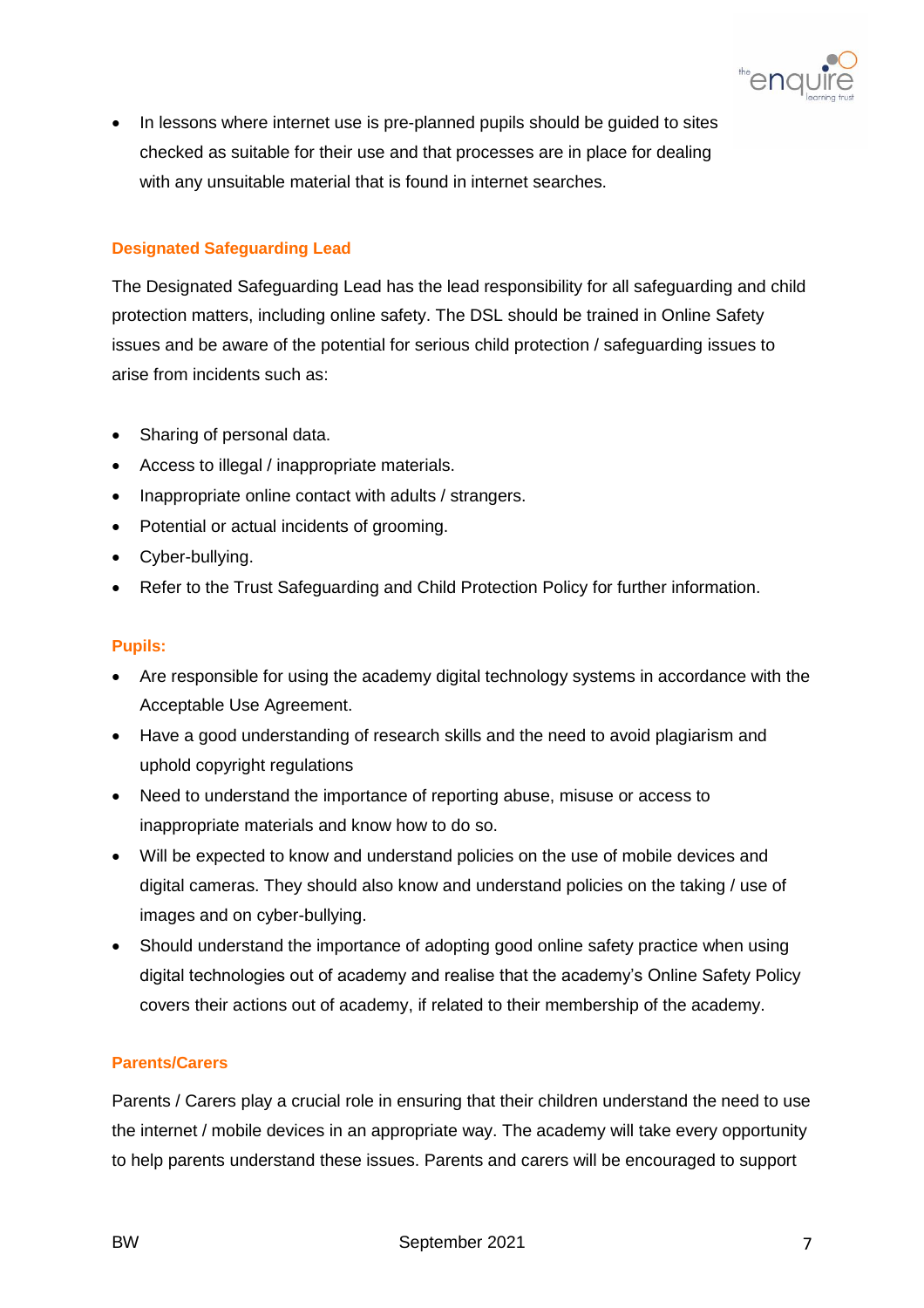- In lessons where internet use is pre-planned pupils should be guided to sites checked as suitable for their use and that processes are in place for dealing with any unsuitable material that is found in internet searches.

### Designated Safeguarding Lead

The Designated Safeguarding Lead has the lead responsibility for all safeguarding and child protection matters, including online safety. The DSL should be trained in Online Safety issues and be aware of the potential for serious child protection / safeguarding issues to arise from incidents such as:

- Sharing of personal data.
- Access to illegal / inappropriate materials.
- Inappropriate online contact with adults / strangers.
- Potential or actual incidents of grooming.
- Cyber-bullying.
- Refer to the Trust Safeguarding and Child Protection Policy for further information.

### Pupils:

- Are responsible for using the academy digital technology systems in accordance with the Acceptable Use Agreement.
- Have a good understanding of research skills and the need to avoid plagiarism and uphold copyright regulations
- Need to understand the importance of reporting abuse, misuse or access to inappropriate materials and know how to do so.
- Will be expected to know and understand policies on the use of mobile devices and digital cameras. They should also know and understand policies on the taking / use of images and on cyber-bullying.
- Should understand the importance of adopting good online safety practice when using digital technologies out of academy and realise that the academy's Online Safety Policy covers their actions out of academy, if related to their membership of the academy.

### Parents/Carers

Parents / Carers play a crucial role in ensuring that their children understand the need to use the internet / mobile devices in an appropriate way. The academy will take every opportunity to help parents understand these issues. Parents and carers will be encouraged to support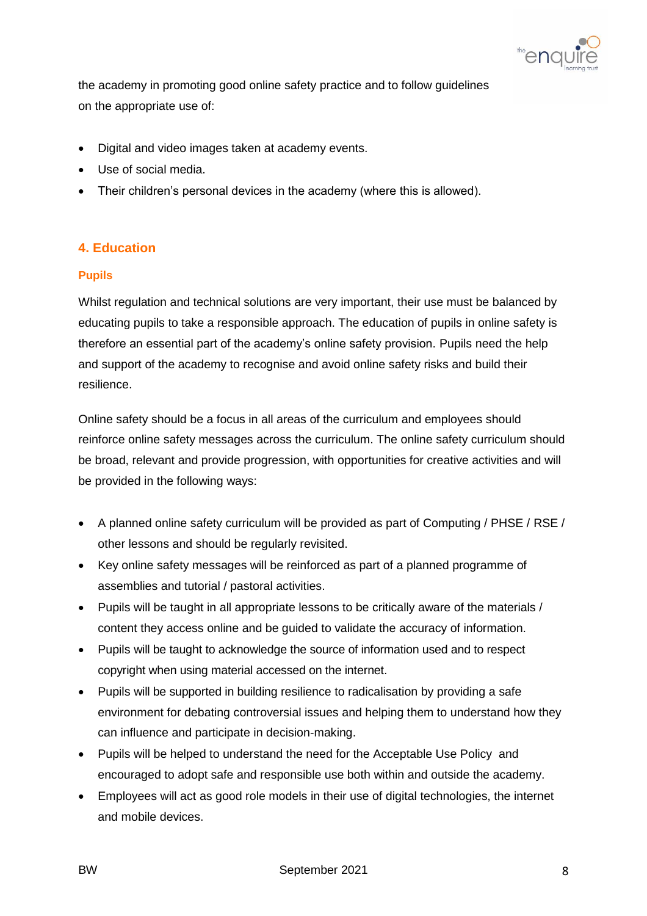the academy in promoting good online safety practice and to follow guidelines on the appropriate use of:

- Digital and video images taken at academy events.
- Use of social media.
- Their children's personal devices in the academy (where this is allowed).

## 4. Education

### Pupils

Whilst regulation and technical solutions are very important, their use must be balanced by educating pupils to take a responsible approach. The education of pupils in online safety is therefore an essential part of the academy's online safety provision. Pupils need the help and support of the academy to recognise and avoid online safety risks and build their resilience.

Online safety should be a focus in all areas of the curriculum and employees should reinforce online safety messages across the curriculum. The online safety curriculum should be broad, relevant and provide progression, with opportunities for creative activities and will be provided in the following ways:

- A planned online safety curriculum will be provided as part of Computing / PHSE / RSE / other lessons and should be regularly revisited.
- Key online safety messages will be reinforced as part of a planned programme of assemblies and tutorial / pastoral activities.
- Pupils will be taught in all appropriate lessons to be critically aware of the materials / content they access online and be guided to validate the accuracy of information.
- Pupils will be taught to acknowledge the source of information used and to respect copyright when using material accessed on the internet.
- Pupils will be supported in building resilience to radicalisation by providing a safe environment for debating controversial issues and helping them to understand how they can influence and participate in decision-making.
- Pupils will be helped to understand the need for the Acceptable Use Policy and encouraged to adopt safe and responsible use both within and outside the academy.
- Employees will act as good role models in their use of digital technologies, the internet and mobile devices.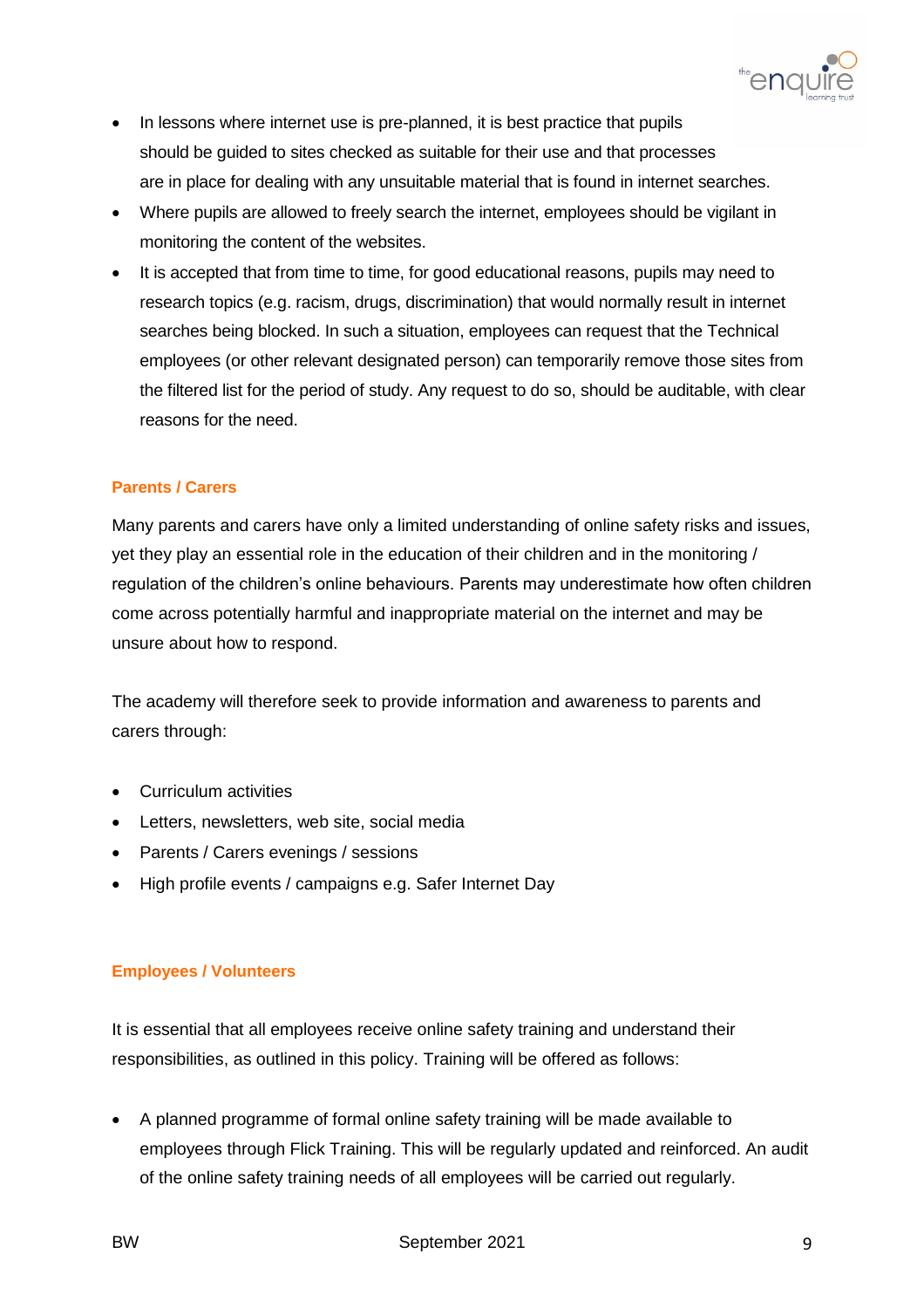- In lessons where internet use is pre-planned, it is best practice that pupils should be guided to sites checked as suitable for their use and that processes are in place for dealing with any unsuitable material that is found in internet searches.
- Where pupils are allowed to freely search the internet, employees should be vigilant in monitoring the content of the websites.
- It is accepted that from time to time, for good educational reasons, pupils may need to research topics (e.g. racism, drugs, discrimination) that would normally result in internet searches being blocked. In such a situation, employees can request that the Technical employees (or other relevant designated person) can temporarily remove those sites from the filtered list for the period of study. Any request to do so, should be auditable, with clear reasons for the need.

### Parents / Carers

Many parents and carers have only a limited understanding of online safety risks and issues, yet they play an essential role in the education of their children and in the monitoring / regulation of the children's online behaviours. Parents may underestimate how often children come across potentially harmful and inappropriate material on the internet and may be unsure about how to respond.

The academy will therefore seek to provide information and awareness to parents and carers through:

- Curriculum activities
- Letters, newsletters, web site, social media
- Parents / Carers evenings / sessions
- High profile events / campaigns e.g. Safer Internet Day

### Employees / Volunteers

It is essential that all employees receive online safety training and understand their responsibilities, as outlined in this policy. Training will be offered as follows:

- A planned programme of formal online safety training will be made available to employees through Flick Training. This will be regularly updated and reinforced. An audit of the online safety training needs of all employees will be carried out regularly.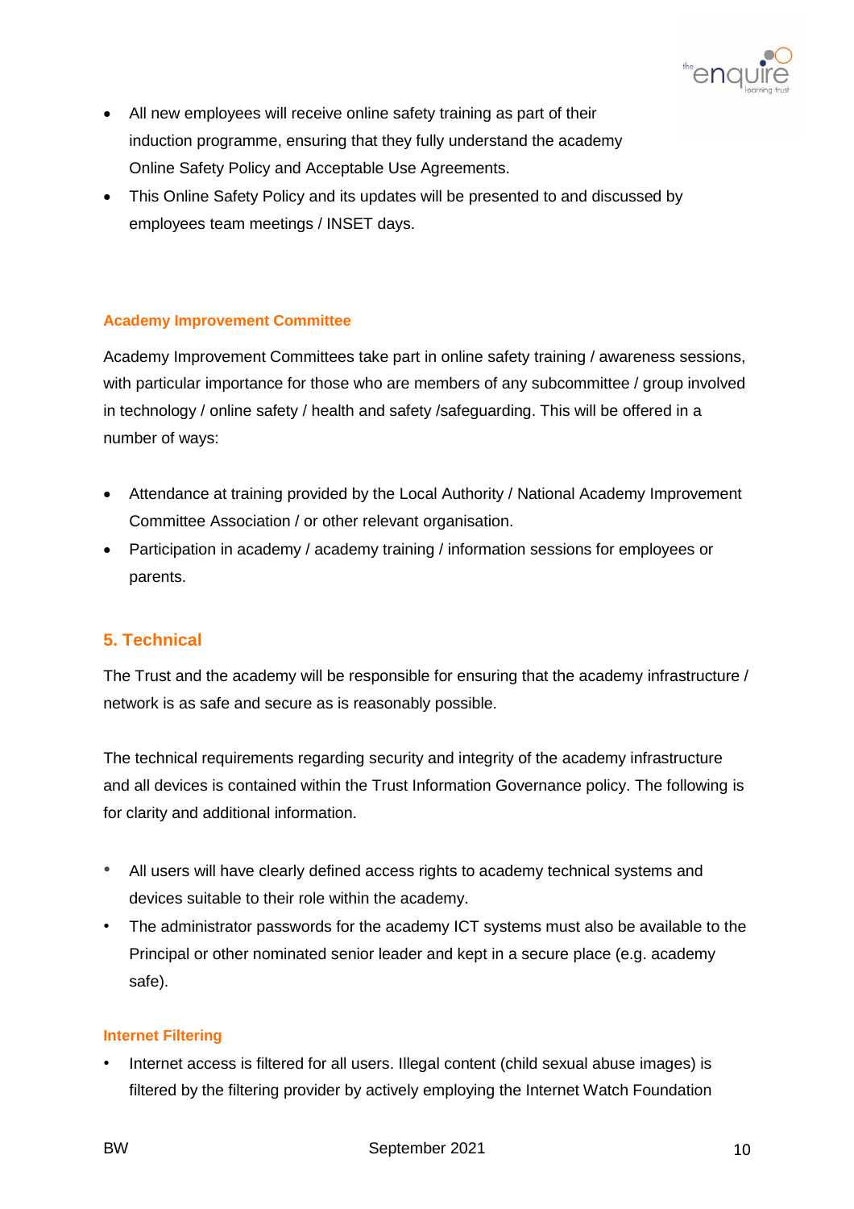- All new employees will receive online safety training as part of their induction programme, ensuring that they fully understand the academy Online Safety Policy and Acceptable Use Agreements.
- This Online Safety Policy and its updates will be presented to and discussed by employees team meetings / INSET days.

### Academy Improvement Committee

Academy Improvement Committees take part in online safety training / awareness sessions, with particular importance for those who are members of any subcommittee / group involved in technology / online safety / health and safety /safeguarding. This will be offered in a number of ways:

- Attendance at training provided by the Local Authority / National Academy Improvement Committee Association / or other relevant organisation.
- Participation in academy / academy training / information sessions for employees or parents.

## 5. Technical

The Trust and the academy will be responsible for ensuring that the academy infrastructure / network is as safe and secure as is reasonably possible.

The technical requirements regarding security and integrity of the academy infrastructure and all devices is contained within the Trust Information Governance policy. The following is for clarity and additional information.

- All users will have clearly defined access rights to academy technical systems and devices suitable to their role within the academy.
- The administrator passwords for the academy ICT systems must also be available to the Principal or other nominated senior leader and kept in a secure place (e.g. academy safe).

### Internet Filtering

- Internet access is filtered for all users. Illegal content (child sexual abuse images) is filtered by the filtering provider by actively employing the Internet Watch Foundation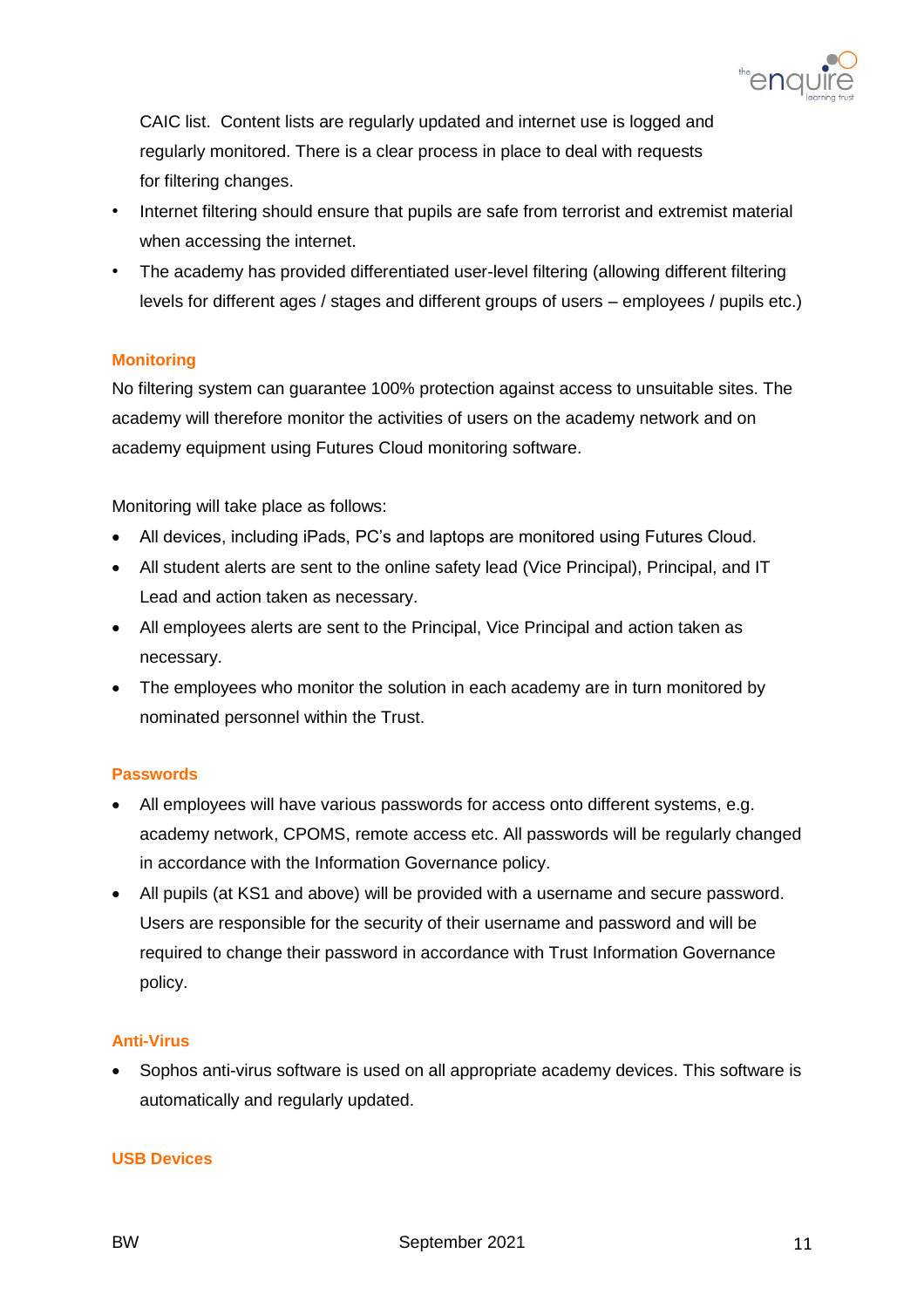CAIC list. Content lists are regularly updated and internet use is logged and regularly monitored. There is a clear process in place to deal with requests for filtering changes.

- Internet filtering should ensure that pupils are safe from terrorist and extremist material when accessing the internet.
- The academy has provided differentiated user-level filtering (allowing different filtering levels for different ages / stages and different groups of users – employees / pupils etc.)

## Monitoring

No filtering system can guarantee 100% protection against access to unsuitable sites. The academy will therefore monitor the activities of users on the academy network and on academy equipment using Futures Cloud monitoring software.

Monitoring will take place as follows:

- All devices, including iPads, PC's and laptops are monitored using Futures Cloud.
- All student alerts are sent to the online safety lead (Vice Principal), Principal, and IT Lead and action taken as necessary.
- All employees alerts are sent to the Principal, Vice Principal and action taken as necessary.
- The employees who monitor the solution in each academy are in turn monitored by nominated personnel within the Trust.

## Passwords

- All employees will have various passwords for access onto different systems, e.g. academy network, CPOMS, remote access etc. All passwords will be regularly changed in accordance with the Information Governance policy.
- All pupils (at KS1 and above) will be provided with a username and secure password. Users are responsible for the security of their username and password and will be required to change their password in accordance with Trust Information Governance policy.

## Anti-Virus

- Sophos anti-virus software is used on all appropriate academy devices. This software is automatically and regularly updated.

## USB Devices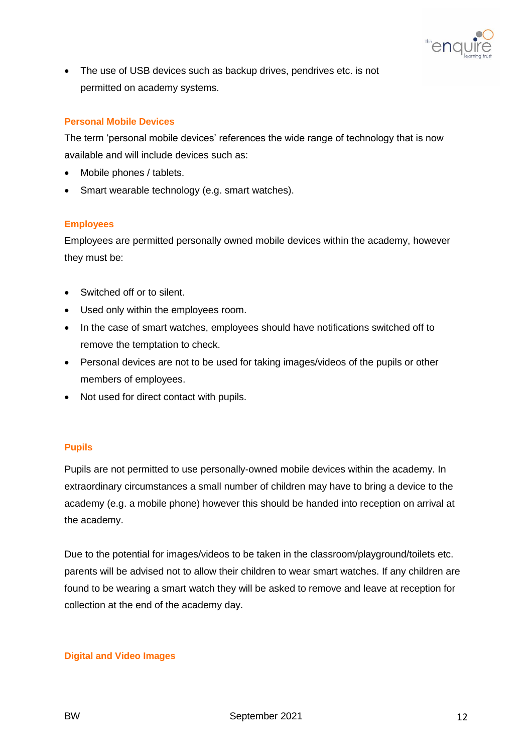- The use of USB devices such as backup drives, pendrives etc. is not permitted on academy systems.

## Personal Mobile Devices

The term 'personal mobile devices' references the wide range of technology that is now available and will include devices such as:

- Mobile phones / tablets.
- Smart wearable technology (e.g. smart watches).

## Employees

Employees are permitted personally owned mobile devices within the academy, however they must be:

- Switched off or to silent.
- Used only within the employees room.
- In the case of smart watches, employees should have notifications switched off to remove the temptation to check.
- Personal devices are not to be used for taking images/videos of the pupils or other members of employees.
- Not used for direct contact with pupils.

## Pupils

Pupils are not permitted to use personally-owned mobile devices within the academy. In extraordinary circumstances a small number of children may have to bring a device to the academy (e.g. a mobile phone) however this should be handed into reception on arrival at the academy.

Due to the potential for images/videos to be taken in the classroom/playground/toilets etc. parents will be advised not to allow their children to wear smart watches. If any children are found to be wearing a smart watch they will be asked to remove and leave at reception for collection at the end of the academy day.

## Digital and Video Images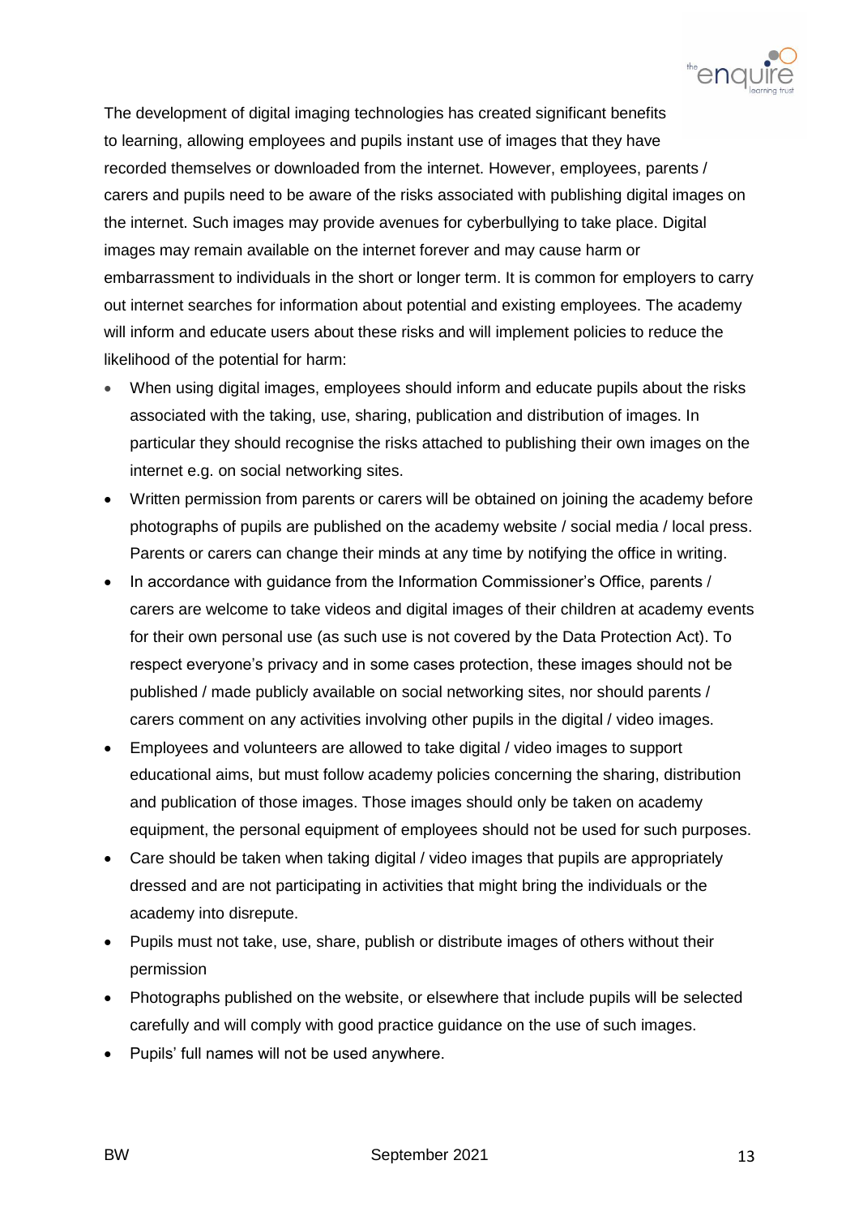The development of digital imaging technologies has created significant benefits to learning, allowing employees and pupils instant use of images that they have recorded themselves or downloaded from the internet. However, employees, parents / carers and pupils need to be aware of the risks associated with publishing digital images on the internet. Such images may provide avenues for cyberbullying to take place. Digital images may remain available on the internet forever and may cause harm or embarrassment to individuals in the short or longer term. It is common for employers to carry out internet searches for information about potential and existing employees. The academy will inform and educate users about these risks and will implement policies to reduce the likelihood of the potential for harm:

- When using digital images, employees should inform and educate pupils about the risks associated with the taking, use, sharing, publication and distribution of images. In particular they should recognise the risks attached to publishing their own images on the internet e.g. on social networking sites.
- Written permission from parents or carers will be obtained on joining the academy before photographs of pupils are published on the academy website / social media / local press. Parents or carers can change their minds at any time by notifying the office in writing.
- In accordance with guidance from the Information Commissioner's Office, parents / carers are welcome to take videos and digital images of their children at academy events for their own personal use (as such use is not covered by the Data Protection Act). To respect everyone's privacy and in some cases protection, these images should not be published / made publicly available on social networking sites, nor should parents / carers comment on any activities involving other pupils in the digital / video images.
- Employees and volunteers are allowed to take digital / video images to support educational aims, but must follow academy policies concerning the sharing, distribution and publication of those images. Those images should only be taken on academy equipment, the personal equipment of employees should not be used for such purposes.
- Care should be taken when taking digital / video images that pupils are appropriately dressed and are not participating in activities that might bring the individuals or the academy into disrepute.
- Pupils must not take, use, share, publish or distribute images of others without their permission
- Photographs published on the website, or elsewhere that include pupils will be selected carefully and will comply with good practice guidance on the use of such images.
- Pupils' full names will not be used anywhere.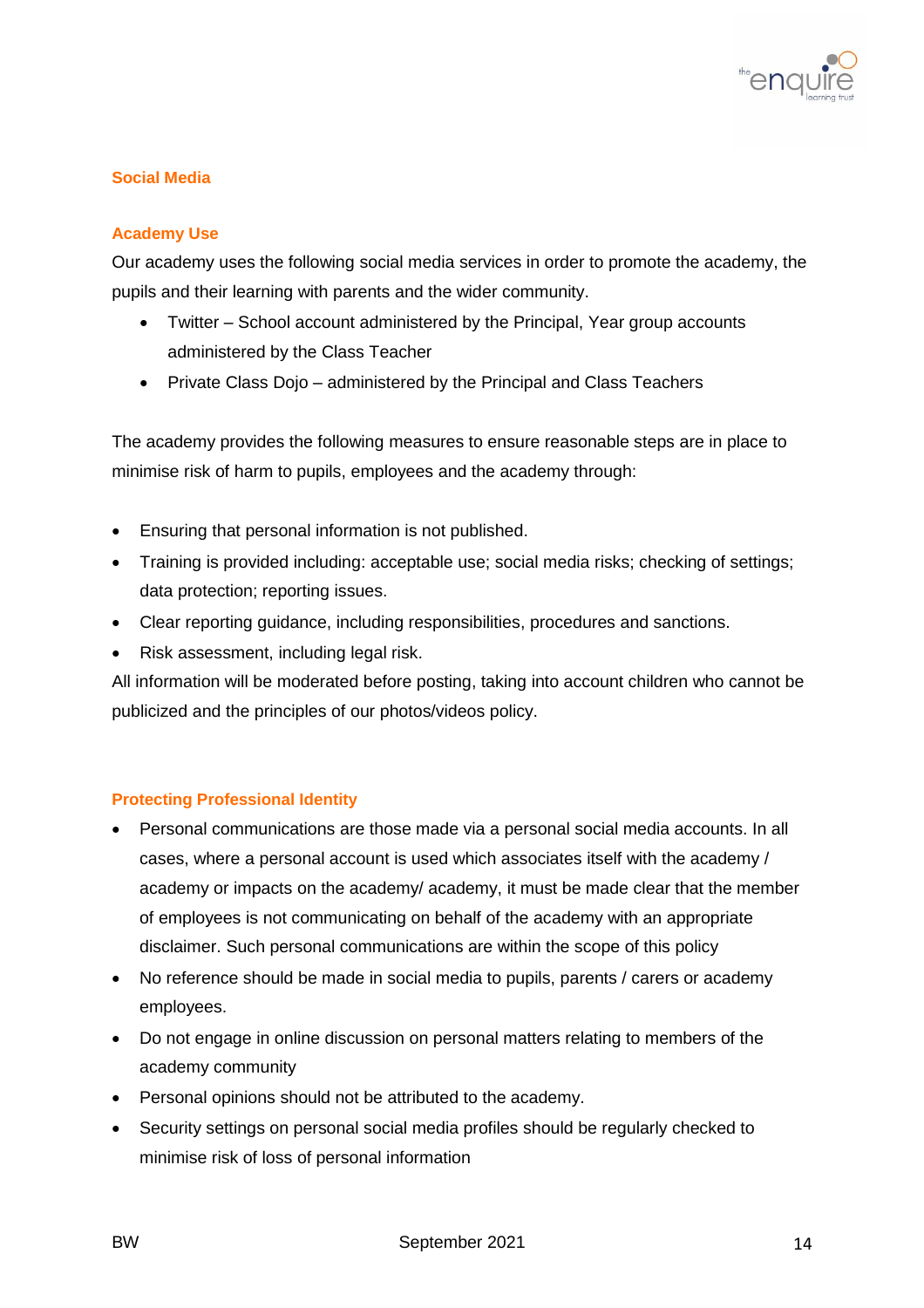## Social Media

### Academy Use

Our academy uses the following social media services in order to promote the academy, the pupils and their learning with parents and the wider community.

- Twitter – School account administered by the Principal, Year group accounts administered by the Class Teacher
- Private Class Dojo – administered by the Principal and Class Teachers

The academy provides the following measures to ensure reasonable steps are in place to minimise risk of harm to pupils, employees and the academy through:

- Ensuring that personal information is not published.
- Training is provided including: acceptable use; social media risks; checking of settings; data protection; reporting issues.
- Clear reporting guidance, including responsibilities, procedures and sanctions.
- Risk assessment, including legal risk.

All information will be moderated before posting, taking into account children who cannot be publicized and the principles of our photos/videos policy.

### Protecting Professional Identity

- Personal communications are those made via a personal social media accounts. In all cases, where a personal account is used which associates itself with the academy / academy or impacts on the academy/ academy, it must be made clear that the member of employees is not communicating on behalf of the academy with an appropriate disclaimer. Such personal communications are within the scope of this policy
- No reference should be made in social media to pupils, parents / carers or academy employees.
- Do not engage in online discussion on personal matters relating to members of the academy community
- Personal opinions should not be attributed to the academy.
- Security settings on personal social media profiles should be regularly checked to minimise risk of loss of personal information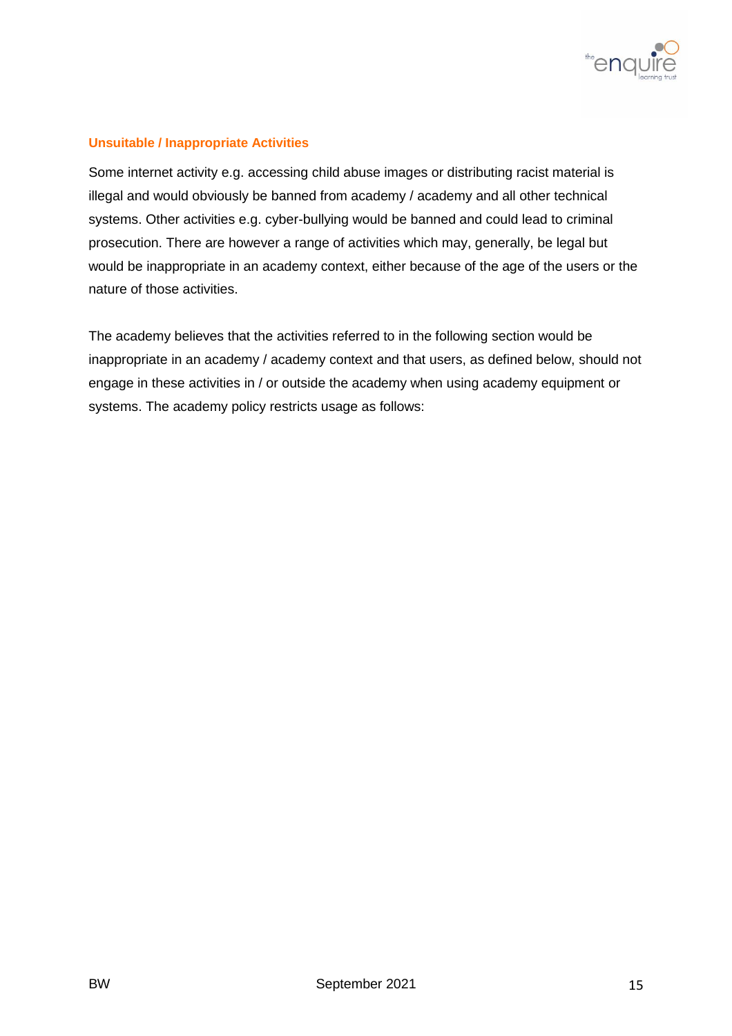### Unsuitable / Inappropriate Activities

Some internet activity e.g. accessing child abuse images or distributing racist material is illegal and would obviously be banned from academy / academy and all other technical systems. Other activities e.g. cyber-bullying would be banned and could lead to criminal prosecution. There are however a range of activities which may, generally, be legal but would be inappropriate in an academy context, either because of the age of the users or the nature of those activities.

The academy believes that the activities referred to in the following section would be inappropriate in an academy / academy context and that users, as defined below, should not engage in these activities in / or outside the academy when using academy equipment or systems. The academy policy restricts usage as follows: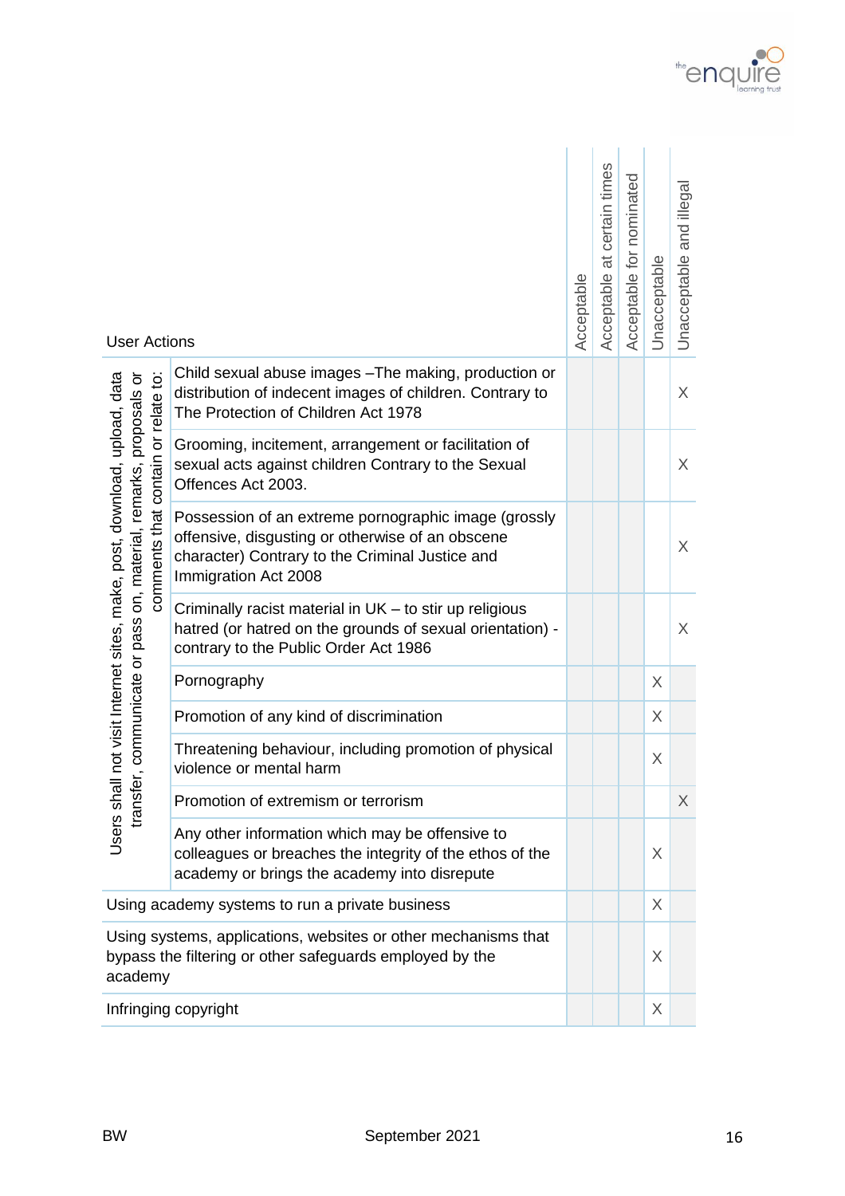| User Actions | | Acceptable | Acceptable at certain times | Acceptable for nominated | Unacceptable | Unacceptable and illegal |
|---|---|---|---|---|---|---|
| Users shall not visit Internet sites, make, post, download, upload, data transfer, communicate or pass on, material, remarks, proposals or comments that contain or relate to: | Child sexual abuse images –The making, production or distribution of indecent images of children. Contrary to The Protection of Children Act 1978 | | | | | X |
| | Grooming, incitement, arrangement or facilitation of sexual acts against children Contrary to the Sexual Offences Act 2003. | | | | | X |
| | Possession of an extreme pornographic image (grossly offensive, disgusting or otherwise of an obscene character) Contrary to the Criminal Justice and Immigration Act 2008 | | | | | X |
| | Criminally racist material in UK – to stir up religious hatred (or hatred on the grounds of sexual orientation) - contrary to the Public Order Act 1986 | | | | | X |
| | Pornography | | | | X | |
| | Promotion of any kind of discrimination | | | | X | |
| | Threatening behaviour, including promotion of physical violence or mental harm | | | | X | |
| | Promotion of extremism or terrorism | | | | | X |
| | Any other information which may be offensive to colleagues or breaches the integrity of the ethos of the academy or brings the academy into disrepute | | | | X | |
| Using academy systems to run a private business | | | | | X | |
| Using systems, applications, websites or other mechanisms that bypass the filtering or other safeguards employed by the academy | | | | | X | |
| Infringing copyright | | | | | X | |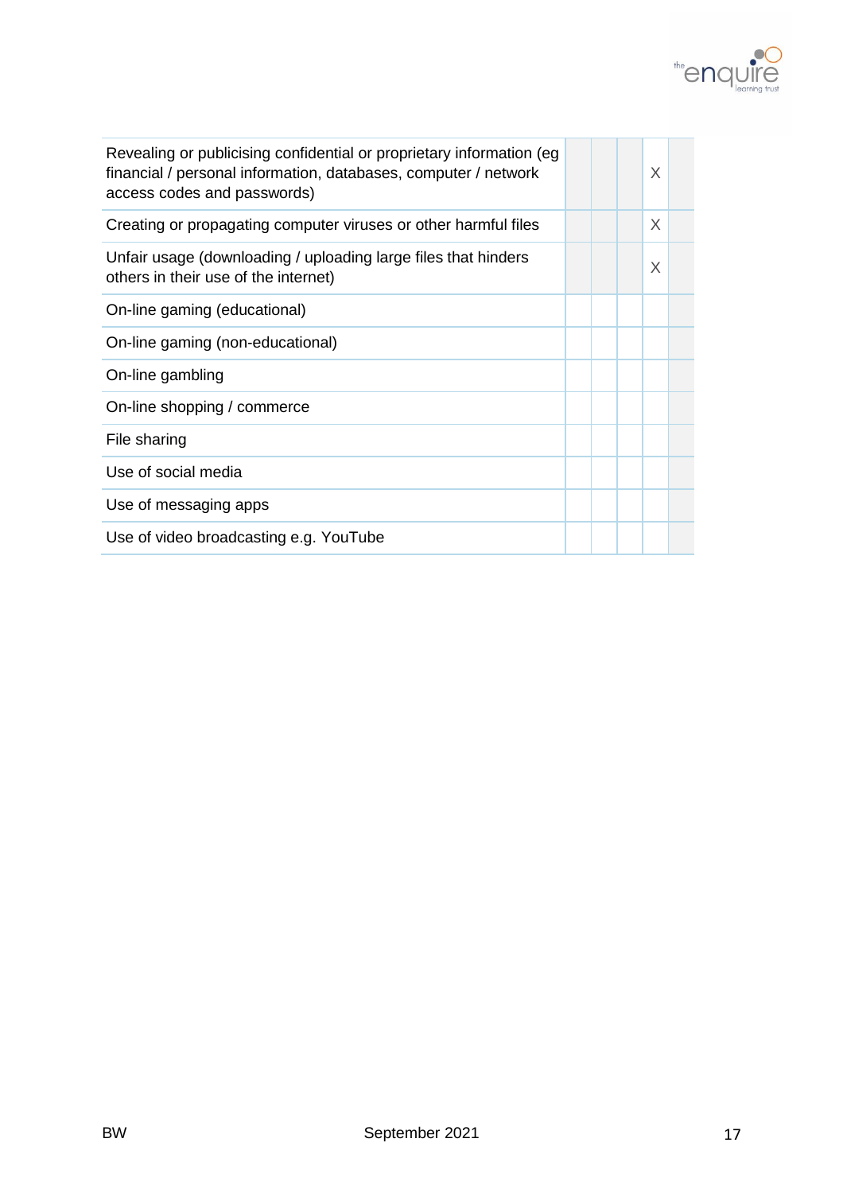| | | | | | |
|---|---|---|---|---|---|
| Revealing or publicising confidential or proprietary information (eg financial / personal information, databases, computer / network access codes and passwords) | | | | X | |
| Creating or propagating computer viruses or other harmful files | | | | X | |
| Unfair usage (downloading / uploading large files that hinders others in their use of the internet) | | | | X | |
| On-line gaming (educational) | | | | | |
| On-line gaming (non-educational) | | | | | |
| On-line gambling | | | | | |
| On-line shopping / commerce | | | | | |
| File sharing | | | | | |
| Use of social media | | | | | |
| Use of messaging apps | | | | | |
| Use of video broadcasting e.g. YouTube | | | | | |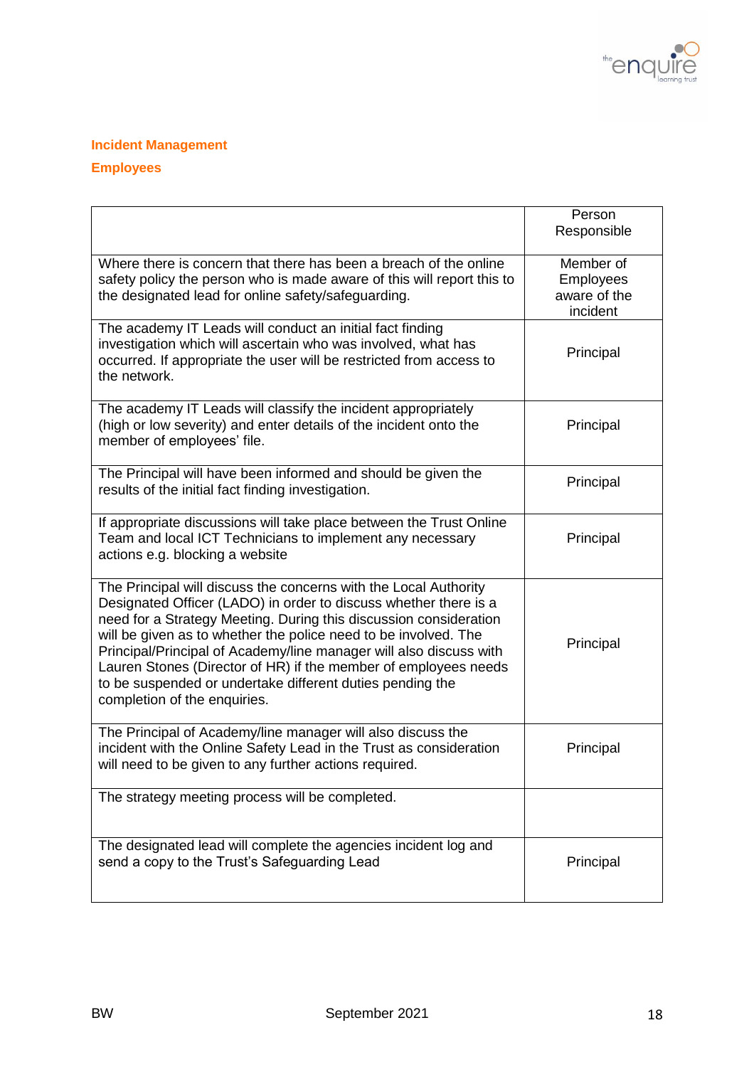## Incident Management

### Employees

| | Person Responsible |
|---|---|
| Where there is concern that there has been a breach of the online safety policy the person who is made aware of this will report this to the designated lead for online safety/safeguarding. | Member of Employees aware of the incident |
| The academy IT Leads will conduct an initial fact finding investigation which will ascertain who was involved, what has occurred. If appropriate the user will be restricted from access to the network. | Principal |
| The academy IT Leads will classify the incident appropriately (high or low severity) and enter details of the incident onto the member of employees' file. | Principal |
| The Principal will have been informed and should be given the results of the initial fact finding investigation. | Principal |
| If appropriate discussions will take place between the Trust Online Team and local ICT Technicians to implement any necessary actions e.g. blocking a website | Principal |
| The Principal will discuss the concerns with the Local Authority Designated Officer (LADO) in order to discuss whether there is a need for a Strategy Meeting. During this discussion consideration will be given as to whether the police need to be involved. The Principal/Principal of Academy/line manager will also discuss with Lauren Stones (Director of HR) if the member of employees needs to be suspended or undertake different duties pending the completion of the enquiries. | Principal |
| The Principal of Academy/line manager will also discuss the incident with the Online Safety Lead in the Trust as consideration will need to be given to any further actions required. | Principal |
| The strategy meeting process will be completed. | |
| The designated lead will complete the agencies incident log and send a copy to the Trust's Safeguarding Lead | Principal |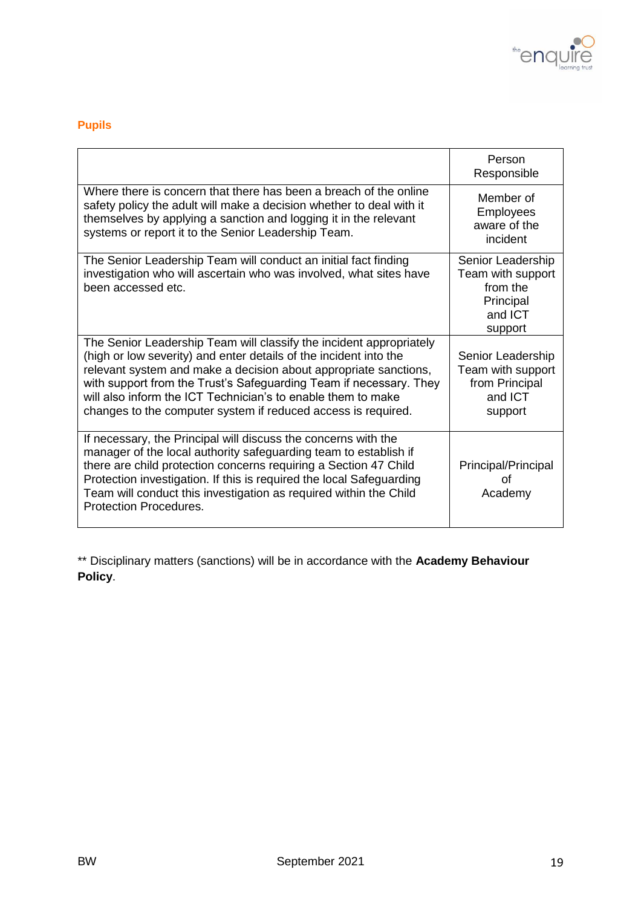### Pupils

| | Person Responsible |
|---|---|
| Where there is concern that there has been a breach of the online safety policy the adult will make a decision whether to deal with it themselves by applying a sanction and logging it in the relevant systems or report it to the Senior Leadership Team. | Member of Employees aware of the incident |
| The Senior Leadership Team will conduct an initial fact finding investigation who will ascertain who was involved, what sites have been accessed etc. | Senior Leadership Team with support from the Principal and ICT support |
| The Senior Leadership Team will classify the incident appropriately (high or low severity) and enter details of the incident into the relevant system and make a decision about appropriate sanctions, with support from the Trust's Safeguarding Team if necessary. They will also inform the ICT Technician's to enable them to make changes to the computer system if reduced access is required. | Senior Leadership Team with support from Principal and ICT support |
| If necessary, the Principal will discuss the concerns with the manager of the local authority safeguarding team to establish if there are child protection concerns requiring a Section 47 Child Protection investigation. If this is required the local Safeguarding Team will conduct this investigation as required within the Child Protection Procedures. | Principal/Principal of Academy |

** Disciplinary matters (sanctions) will be in accordance with the **Academy Behaviour Policy**.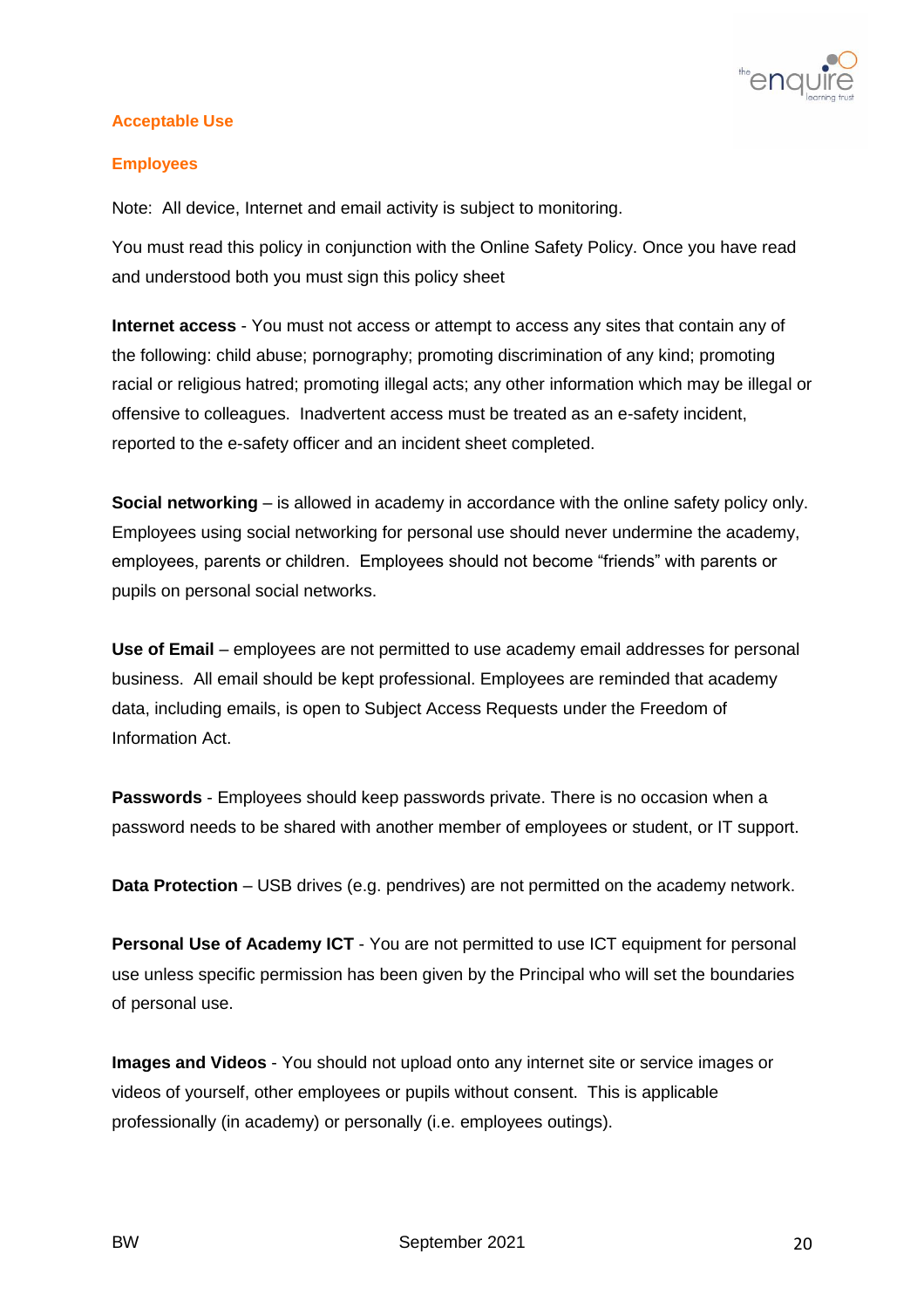## Acceptable Use

### Employees

Note: All device, Internet and email activity is subject to monitoring.

You must read this policy in conjunction with the Online Safety Policy. Once you have read and understood both you must sign this policy sheet

**Internet access** - You must not access or attempt to access any sites that contain any of the following: child abuse; pornography; promoting discrimination of any kind; promoting racial or religious hatred; promoting illegal acts; any other information which may be illegal or offensive to colleagues. Inadvertent access must be treated as an e-safety incident, reported to the e-safety officer and an incident sheet completed.

**Social networking** – is allowed in academy in accordance with the online safety policy only. Employees using social networking for personal use should never undermine the academy, employees, parents or children. Employees should not become "friends" with parents or pupils on personal social networks.

**Use of Email** – employees are not permitted to use academy email addresses for personal business. All email should be kept professional. Employees are reminded that academy data, including emails, is open to Subject Access Requests under the Freedom of Information Act.

**Passwords** - Employees should keep passwords private. There is no occasion when a password needs to be shared with another member of employees or student, or IT support.

**Data Protection** – USB drives (e.g. pendrives) are not permitted on the academy network.

**Personal Use of Academy ICT** - You are not permitted to use ICT equipment for personal use unless specific permission has been given by the Principal who will set the boundaries of personal use.

**Images and Videos** - You should not upload onto any internet site or service images or videos of yourself, other employees or pupils without consent. This is applicable professionally (in academy) or personally (i.e. employees outings).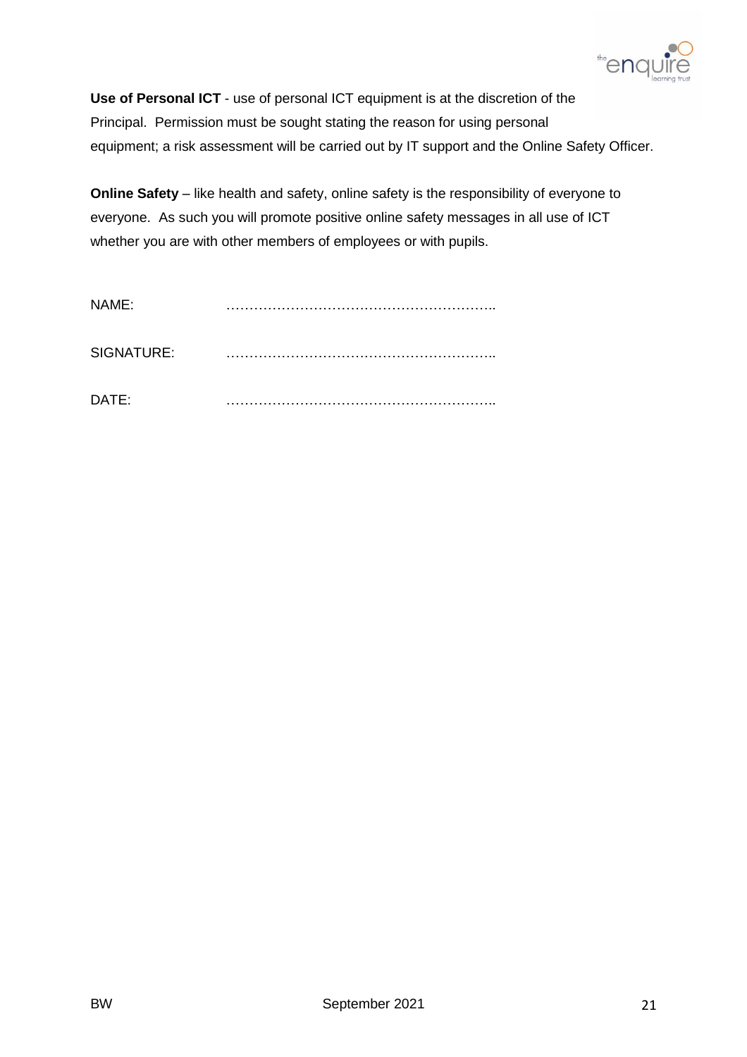**Use of Personal ICT** - use of personal ICT equipment is at the discretion of the Principal. Permission must be sought stating the reason for using personal equipment; a risk assessment will be carried out by IT support and the Online Safety Officer.

**Online Safety** – like health and safety, online safety is the responsibility of everyone to everyone. As such you will promote positive online safety messages in all use of ICT whether you are with other members of employees or with pupils.

NAME: …………………………………………………..

SIGNATURE: …………………………………………………..

DATE: …………………………………………………..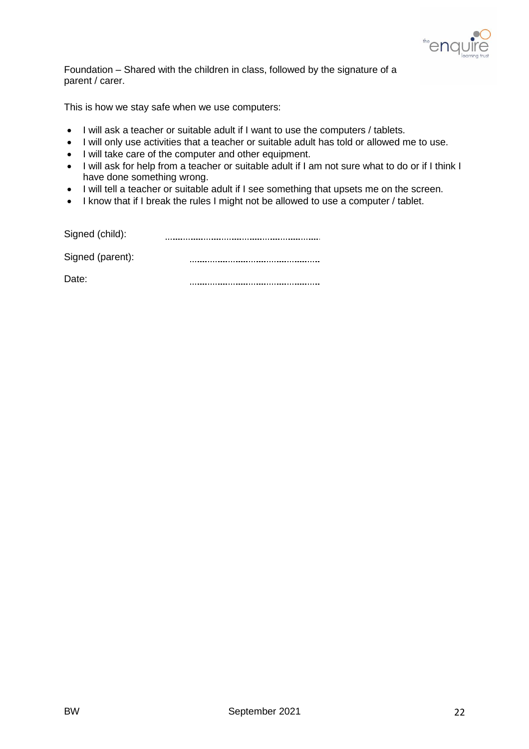Foundation – Shared with the children in class, followed by the signature of a parent / carer.

This is how we stay safe when we use computers:

- I will ask a teacher or suitable adult if I want to use the computers / tablets.
- I will only use activities that a teacher or suitable adult has told or allowed me to use.
- I will take care of the computer and other equipment.
- I will ask for help from a teacher or suitable adult if I am not sure what to do or if I think I have done something wrong.
- I will tell a teacher or suitable adult if I see something that upsets me on the screen.
- I know that if I break the rules I might not be allowed to use a computer / tablet.

Signed (child): ……………………………………………

Signed (parent): ……………………………………………

Date: ……………………………………………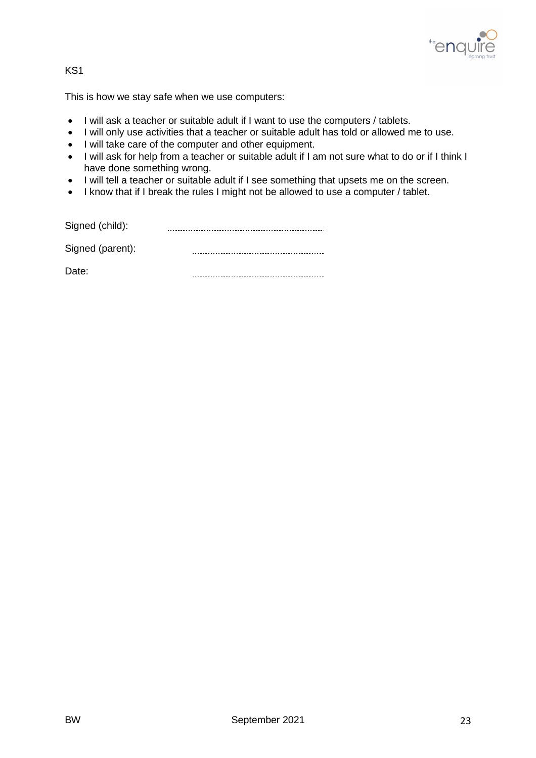KS1

This is how we stay safe when we use computers:

- I will ask a teacher or suitable adult if I want to use the computers / tablets.
- I will only use activities that a teacher or suitable adult has told or allowed me to use.
- I will take care of the computer and other equipment.
- I will ask for help from a teacher or suitable adult if I am not sure what to do or if I think I have done something wrong.
- I will tell a teacher or suitable adult if I see something that upsets me on the screen.
- I know that if I break the rules I might not be allowed to use a computer / tablet.

Signed (child): ..................................................

Signed (parent): ..................................................

Date: ..................................................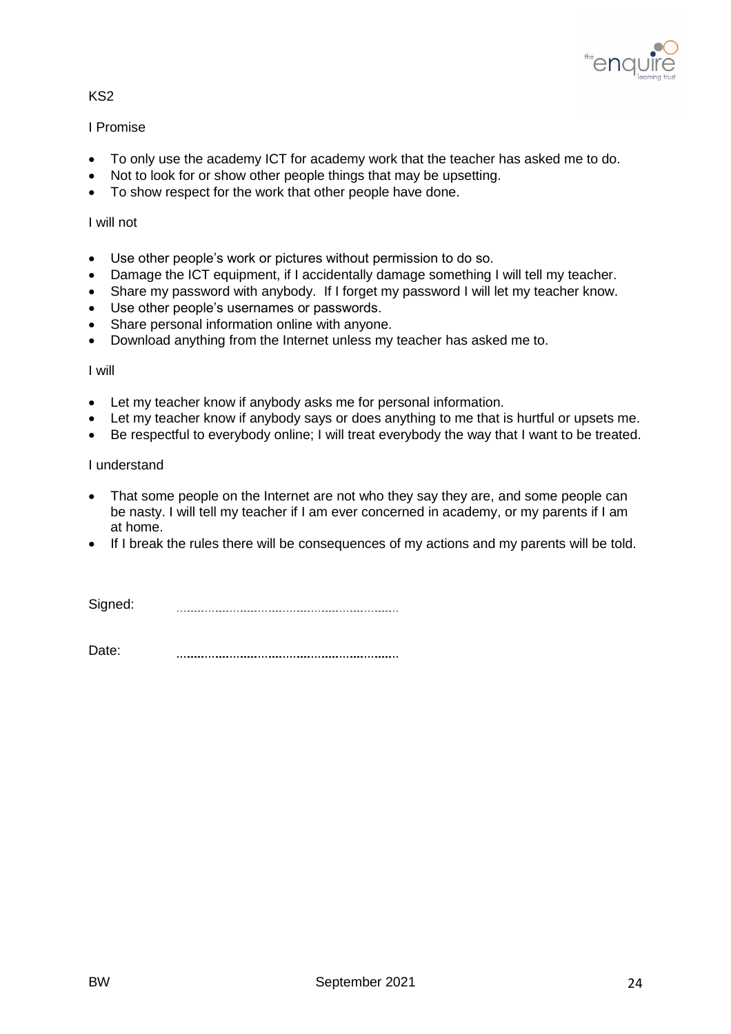KS2

I Promise

- To only use the academy ICT for academy work that the teacher has asked me to do.
- Not to look for or show other people things that may be upsetting.
- To show respect for the work that other people have done.

I will not

- Use other people's work or pictures without permission to do so.
- Damage the ICT equipment, if I accidentally damage something I will tell my teacher.
- Share my password with anybody. If I forget my password I will let my teacher know.
- Use other people's usernames or passwords.
- Share personal information online with anyone.
- Download anything from the Internet unless my teacher has asked me to.

I will

- Let my teacher know if anybody asks me for personal information.
- Let my teacher know if anybody says or does anything to me that is hurtful or upsets me.
- Be respectful to everybody online; I will treat everybody the way that I want to be treated.

I understand

- That some people on the Internet are not who they say they are, and some people can be nasty. I will tell my teacher if I am ever concerned in academy, or my parents if I am at home.
- If I break the rules there will be consequences of my actions and my parents will be told.

Signed: ..........................................................

Date: ..........................................................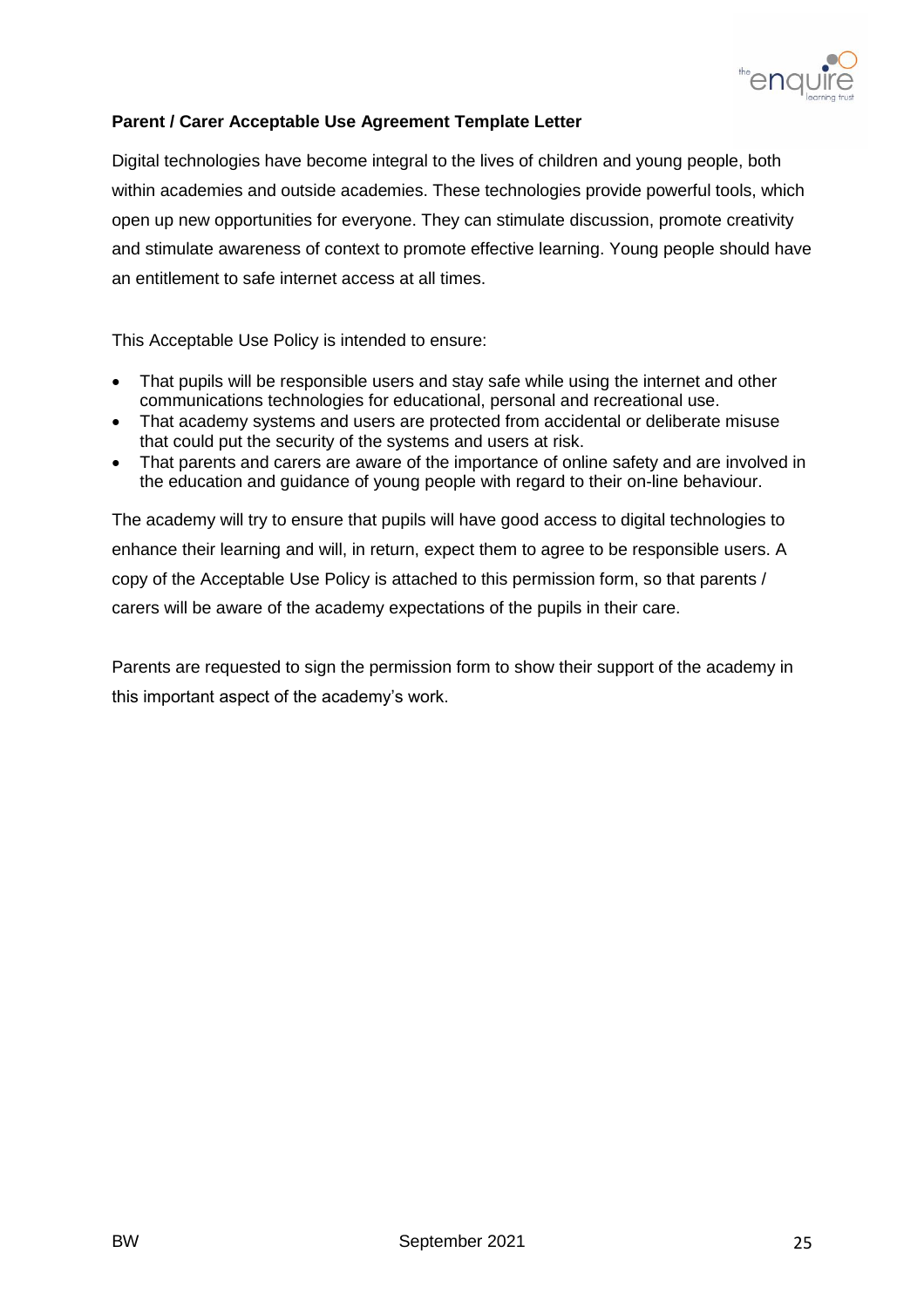**Parent / Carer Acceptable Use Agreement Template Letter**

Digital technologies have become integral to the lives of children and young people, both within academies and outside academies. These technologies provide powerful tools, which open up new opportunities for everyone. They can stimulate discussion, promote creativity and stimulate awareness of context to promote effective learning. Young people should have an entitlement to safe internet access at all times.

This Acceptable Use Policy is intended to ensure:

- That pupils will be responsible users and stay safe while using the internet and other communications technologies for educational, personal and recreational use.
- That academy systems and users are protected from accidental or deliberate misuse that could put the security of the systems and users at risk.
- That parents and carers are aware of the importance of online safety and are involved in the education and guidance of young people with regard to their on-line behaviour.

The academy will try to ensure that pupils will have good access to digital technologies to enhance their learning and will, in return, expect them to agree to be responsible users. A copy of the Acceptable Use Policy is attached to this permission form, so that parents / carers will be aware of the academy expectations of the pupils in their care.

Parents are requested to sign the permission form to show their support of the academy in this important aspect of the academy's work.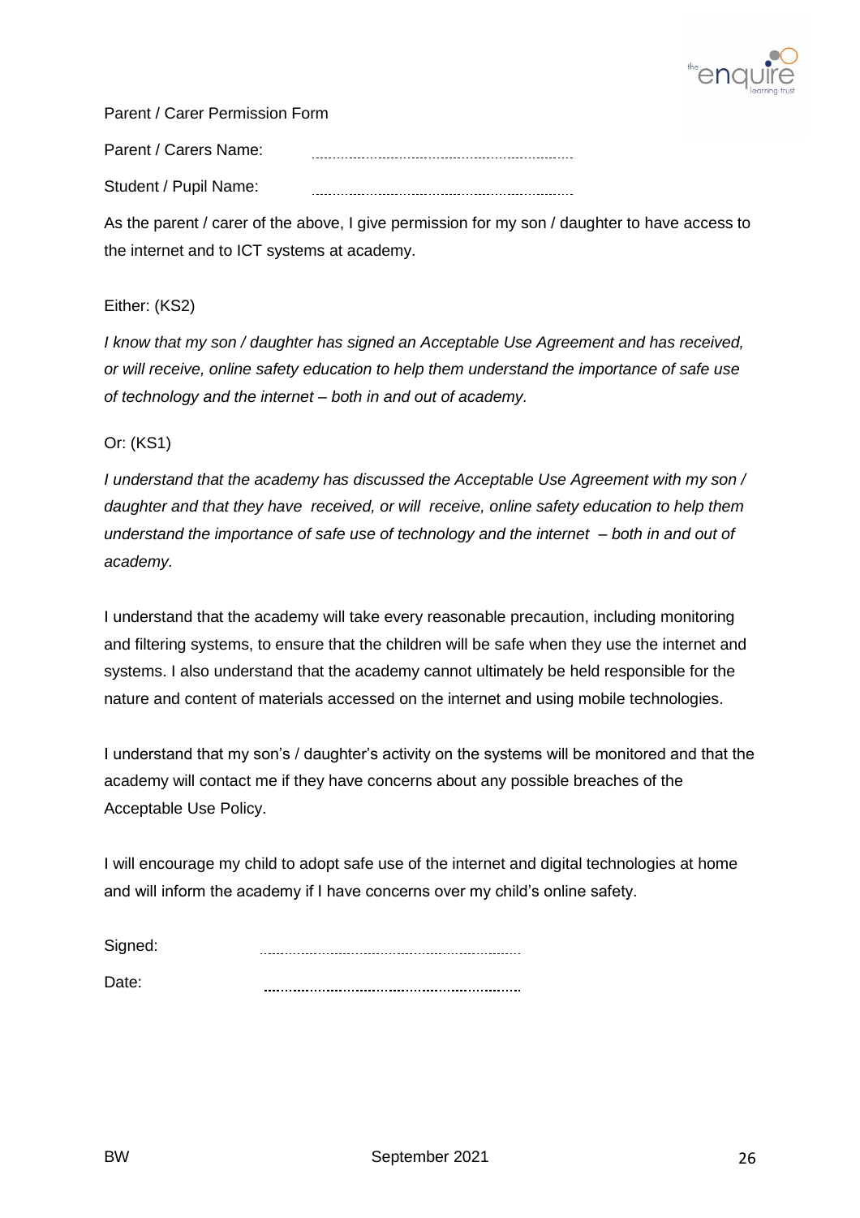Parent / Carer Permission Form

Parent / Carers Name: ....................................................................

Student / Pupil Name: ....................................................................

As the parent / carer of the above, I give permission for my son / daughter to have access to the internet and to ICT systems at academy.

Either: (KS2)

*I know that my son / daughter has signed an Acceptable Use Agreement and has received, or will receive, online safety education to help them understand the importance of safe use of technology and the internet – both in and out of academy.*

Or: (KS1)

*I understand that the academy has discussed the Acceptable Use Agreement with my son / daughter and that they have received, or will receive, online safety education to help them understand the importance of safe use of technology and the internet – both in and out of academy.*

I understand that the academy will take every reasonable precaution, including monitoring and filtering systems, to ensure that the children will be safe when they use the internet and systems. I also understand that the academy cannot ultimately be held responsible for the nature and content of materials accessed on the internet and using mobile technologies.

I understand that my son's / daughter's activity on the systems will be monitored and that the academy will contact me if they have concerns about any possible breaches of the Acceptable Use Policy.

I will encourage my child to adopt safe use of the internet and digital technologies at home and will inform the academy if I have concerns over my child's online safety.

Signed: ....................................................................

Date: ....................................................................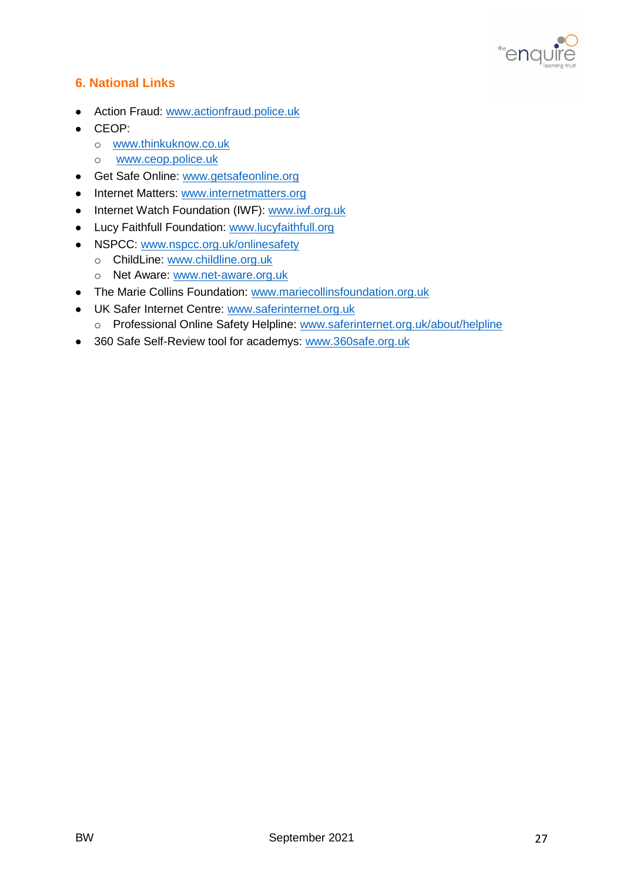## 6. National Links

- Action Fraud: www.actionfraud.police.uk
- CEOP:
  - www.thinkuknow.co.uk
  - www.ceop.police.uk
- Get Safe Online: www.getsafeonline.org
- Internet Matters: www.internetmatters.org
- Internet Watch Foundation (IWF): www.iwf.org.uk
- Lucy Faithfull Foundation: www.lucyfaithfull.org
- NSPCC: www.nspcc.org.uk/onlinesafety
  - ChildLine: www.childline.org.uk
  - Net Aware: www.net-aware.org.uk
- The Marie Collins Foundation: www.mariecollinsfoundation.org.uk
- UK Safer Internet Centre: www.saferinternet.org.uk
  - Professional Online Safety Helpline: www.saferinternet.org.uk/about/helpline
- 360 Safe Self-Review tool for academys: www.360safe.org.uk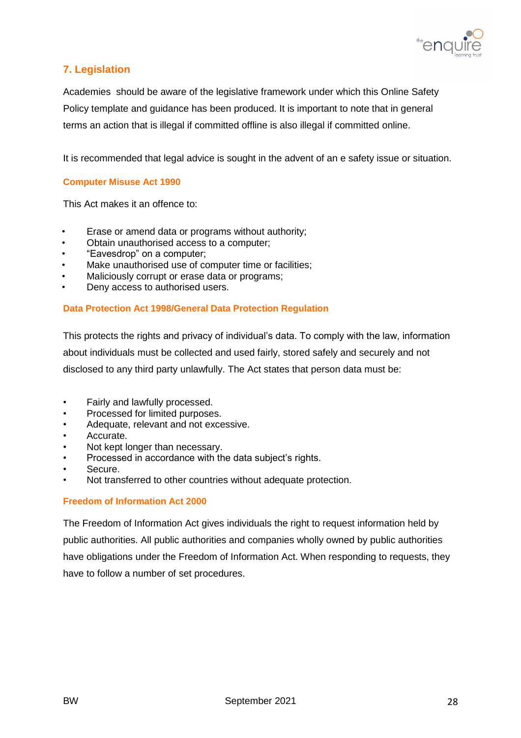## 7. Legislation

Academies should be aware of the legislative framework under which this Online Safety Policy template and guidance has been produced. It is important to note that in general terms an action that is illegal if committed offline is also illegal if committed online.

It is recommended that legal advice is sought in the advent of an e safety issue or situation.

### Computer Misuse Act 1990

This Act makes it an offence to:

- Erase or amend data or programs without authority;
- Obtain unauthorised access to a computer;
- "Eavesdrop" on a computer;
- Make unauthorised use of computer time or facilities;
- Maliciously corrupt or erase data or programs;
- Deny access to authorised users.

### Data Protection Act 1998/General Data Protection Regulation

This protects the rights and privacy of individual's data. To comply with the law, information about individuals must be collected and used fairly, stored safely and securely and not disclosed to any third party unlawfully. The Act states that person data must be:

- Fairly and lawfully processed.
- Processed for limited purposes.
- Adequate, relevant and not excessive.
- Accurate.
- Not kept longer than necessary.
- Processed in accordance with the data subject's rights.
- Secure.
- Not transferred to other countries without adequate protection.

### Freedom of Information Act 2000

The Freedom of Information Act gives individuals the right to request information held by public authorities. All public authorities and companies wholly owned by public authorities have obligations under the Freedom of Information Act. When responding to requests, they have to follow a number of set procedures.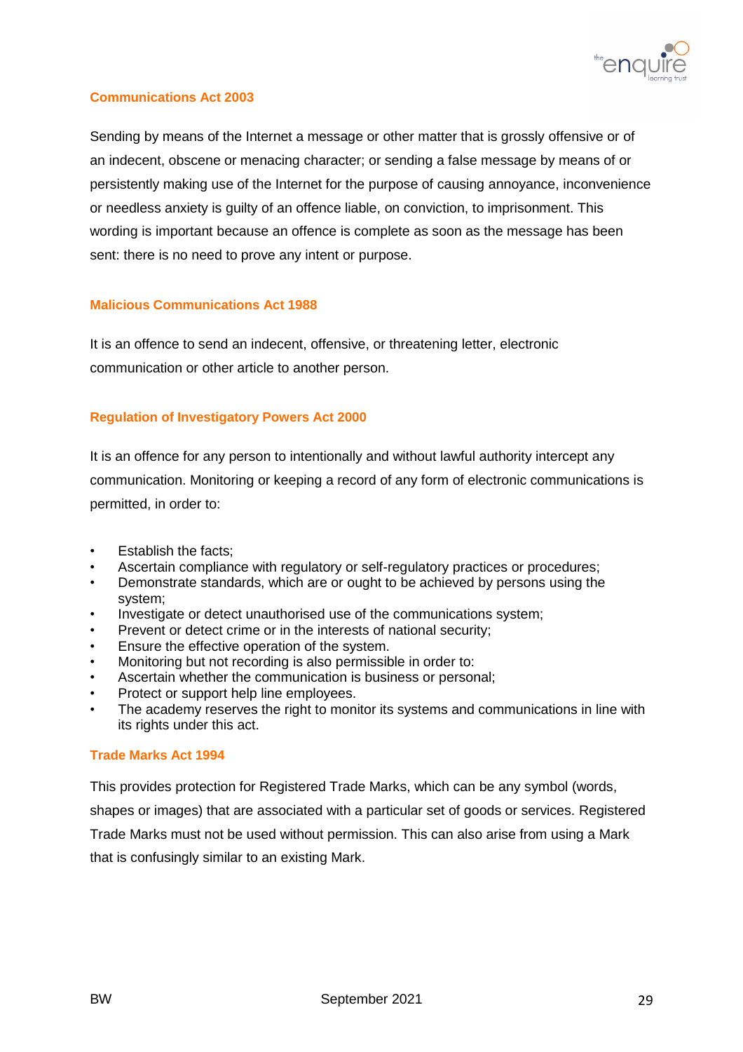### Communications Act 2003

Sending by means of the Internet a message or other matter that is grossly offensive or of an indecent, obscene or menacing character; or sending a false message by means of or persistently making use of the Internet for the purpose of causing annoyance, inconvenience or needless anxiety is guilty of an offence liable, on conviction, to imprisonment. This wording is important because an offence is complete as soon as the message has been sent: there is no need to prove any intent or purpose.

### Malicious Communications Act 1988

It is an offence to send an indecent, offensive, or threatening letter, electronic communication or other article to another person.

### Regulation of Investigatory Powers Act 2000

It is an offence for any person to intentionally and without lawful authority intercept any communication. Monitoring or keeping a record of any form of electronic communications is permitted, in order to:

- Establish the facts;
- Ascertain compliance with regulatory or self-regulatory practices or procedures;
- Demonstrate standards, which are or ought to be achieved by persons using the system;
- Investigate or detect unauthorised use of the communications system;
- Prevent or detect crime or in the interests of national security;
- Ensure the effective operation of the system.
- Monitoring but not recording is also permissible in order to:
- Ascertain whether the communication is business or personal;
- Protect or support help line employees.
- The academy reserves the right to monitor its systems and communications in line with its rights under this act.

### Trade Marks Act 1994

This provides protection for Registered Trade Marks, which can be any symbol (words, shapes or images) that are associated with a particular set of goods or services. Registered Trade Marks must not be used without permission. This can also arise from using a Mark that is confusingly similar to an existing Mark.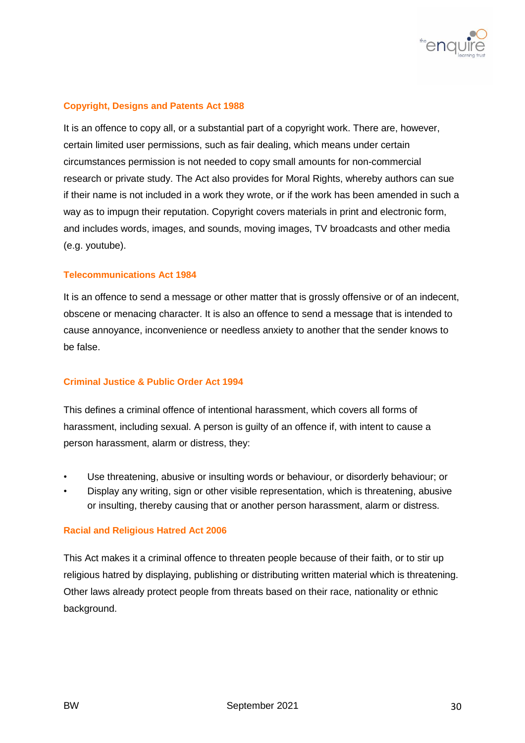### Copyright, Designs and Patents Act 1988

It is an offence to copy all, or a substantial part of a copyright work. There are, however, certain limited user permissions, such as fair dealing, which means under certain circumstances permission is not needed to copy small amounts for non-commercial research or private study. The Act also provides for Moral Rights, whereby authors can sue if their name is not included in a work they wrote, or if the work has been amended in such a way as to impugn their reputation. Copyright covers materials in print and electronic form, and includes words, images, and sounds, moving images, TV broadcasts and other media (e.g. youtube).

### Telecommunications Act 1984

It is an offence to send a message or other matter that is grossly offensive or of an indecent, obscene or menacing character. It is also an offence to send a message that is intended to cause annoyance, inconvenience or needless anxiety to another that the sender knows to be false.

### Criminal Justice & Public Order Act 1994

This defines a criminal offence of intentional harassment, which covers all forms of harassment, including sexual. A person is guilty of an offence if, with intent to cause a person harassment, alarm or distress, they:

- Use threatening, abusive or insulting words or behaviour, or disorderly behaviour; or
- Display any writing, sign or other visible representation, which is threatening, abusive or insulting, thereby causing that or another person harassment, alarm or distress.

### Racial and Religious Hatred Act 2006

This Act makes it a criminal offence to threaten people because of their faith, or to stir up religious hatred by displaying, publishing or distributing written material which is threatening. Other laws already protect people from threats based on their race, nationality or ethnic background.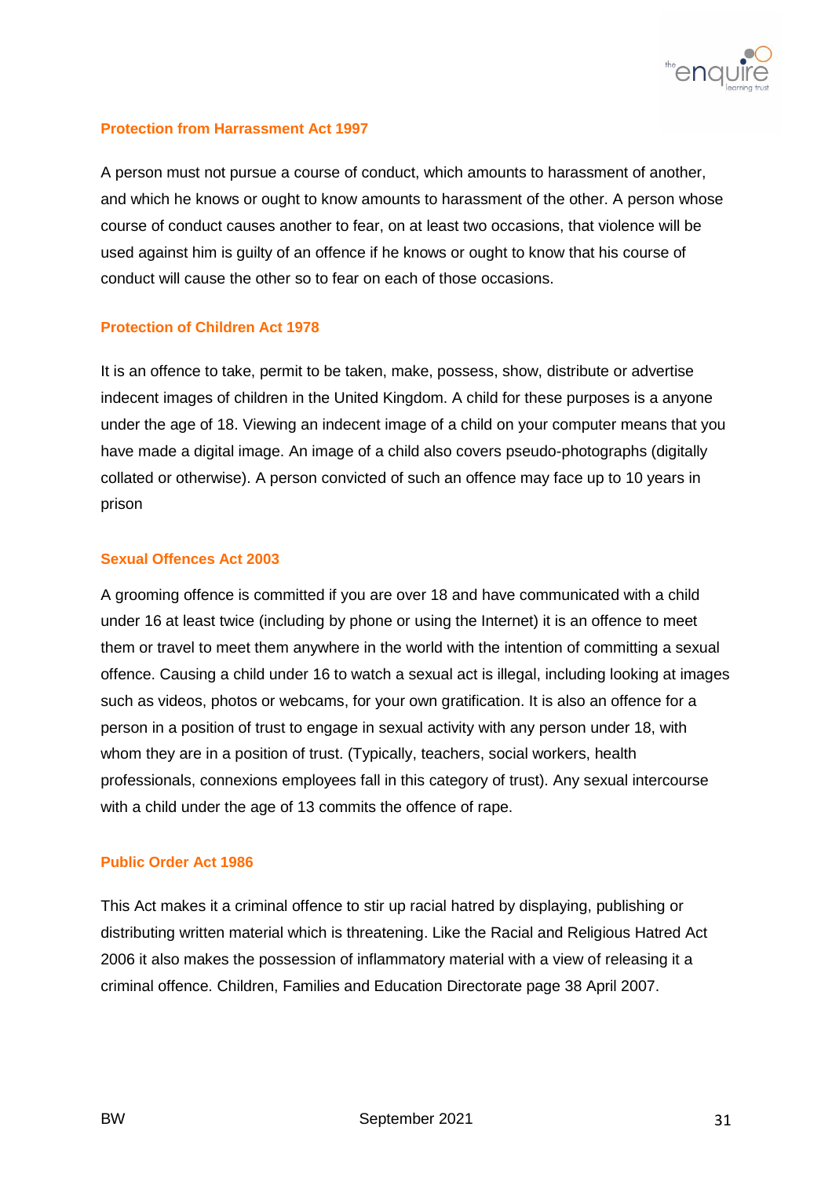### Protection from Harrassment Act 1997

A person must not pursue a course of conduct, which amounts to harassment of another, and which he knows or ought to know amounts to harassment of the other. A person whose course of conduct causes another to fear, on at least two occasions, that violence will be used against him is guilty of an offence if he knows or ought to know that his course of conduct will cause the other so to fear on each of those occasions.

### Protection of Children Act 1978

It is an offence to take, permit to be taken, make, possess, show, distribute or advertise indecent images of children in the United Kingdom. A child for these purposes is a anyone under the age of 18. Viewing an indecent image of a child on your computer means that you have made a digital image. An image of a child also covers pseudo-photographs (digitally collated or otherwise). A person convicted of such an offence may face up to 10 years in prison

### Sexual Offences Act 2003

A grooming offence is committed if you are over 18 and have communicated with a child under 16 at least twice (including by phone or using the Internet) it is an offence to meet them or travel to meet them anywhere in the world with the intention of committing a sexual offence. Causing a child under 16 to watch a sexual act is illegal, including looking at images such as videos, photos or webcams, for your own gratification. It is also an offence for a person in a position of trust to engage in sexual activity with any person under 18, with whom they are in a position of trust. (Typically, teachers, social workers, health professionals, connexions employees fall in this category of trust). Any sexual intercourse with a child under the age of 13 commits the offence of rape.

### Public Order Act 1986

This Act makes it a criminal offence to stir up racial hatred by displaying, publishing or distributing written material which is threatening. Like the Racial and Religious Hatred Act 2006 it also makes the possession of inflammatory material with a view of releasing it a criminal offence. Children, Families and Education Directorate page 38 April 2007.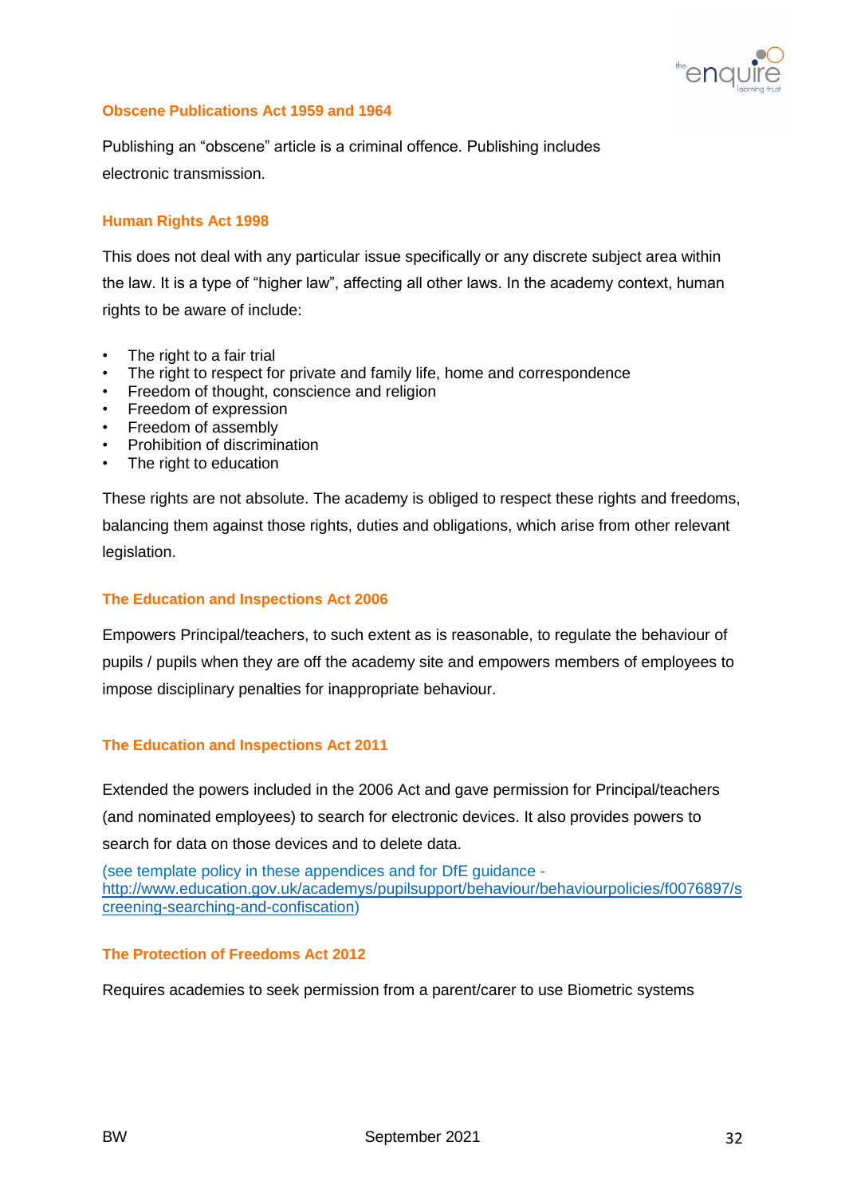### Obscene Publications Act 1959 and 1964

Publishing an "obscene" article is a criminal offence. Publishing includes electronic transmission.

### Human Rights Act 1998

This does not deal with any particular issue specifically or any discrete subject area within the law. It is a type of "higher law", affecting all other laws. In the academy context, human rights to be aware of include:

- The right to a fair trial
- The right to respect for private and family life, home and correspondence
- Freedom of thought, conscience and religion
- Freedom of expression
- Freedom of assembly
- Prohibition of discrimination
- The right to education

These rights are not absolute. The academy is obliged to respect these rights and freedoms, balancing them against those rights, duties and obligations, which arise from other relevant legislation.

### The Education and Inspections Act 2006

Empowers Principal/teachers, to such extent as is reasonable, to regulate the behaviour of pupils / pupils when they are off the academy site and empowers members of employees to impose disciplinary penalties for inappropriate behaviour.

### The Education and Inspections Act 2011

Extended the powers included in the 2006 Act and gave permission for Principal/teachers (and nominated employees) to search for electronic devices. It also provides powers to search for data on those devices and to delete data.

(see template policy in these appendices and for DfE guidance - http://www.education.gov.uk/academys/pupilsupport/behaviour/behaviourpolicies/f0076897/screening-searching-and-confiscation)

### The Protection of Freedoms Act 2012

Requires academies to seek permission from a parent/carer to use Biometric systems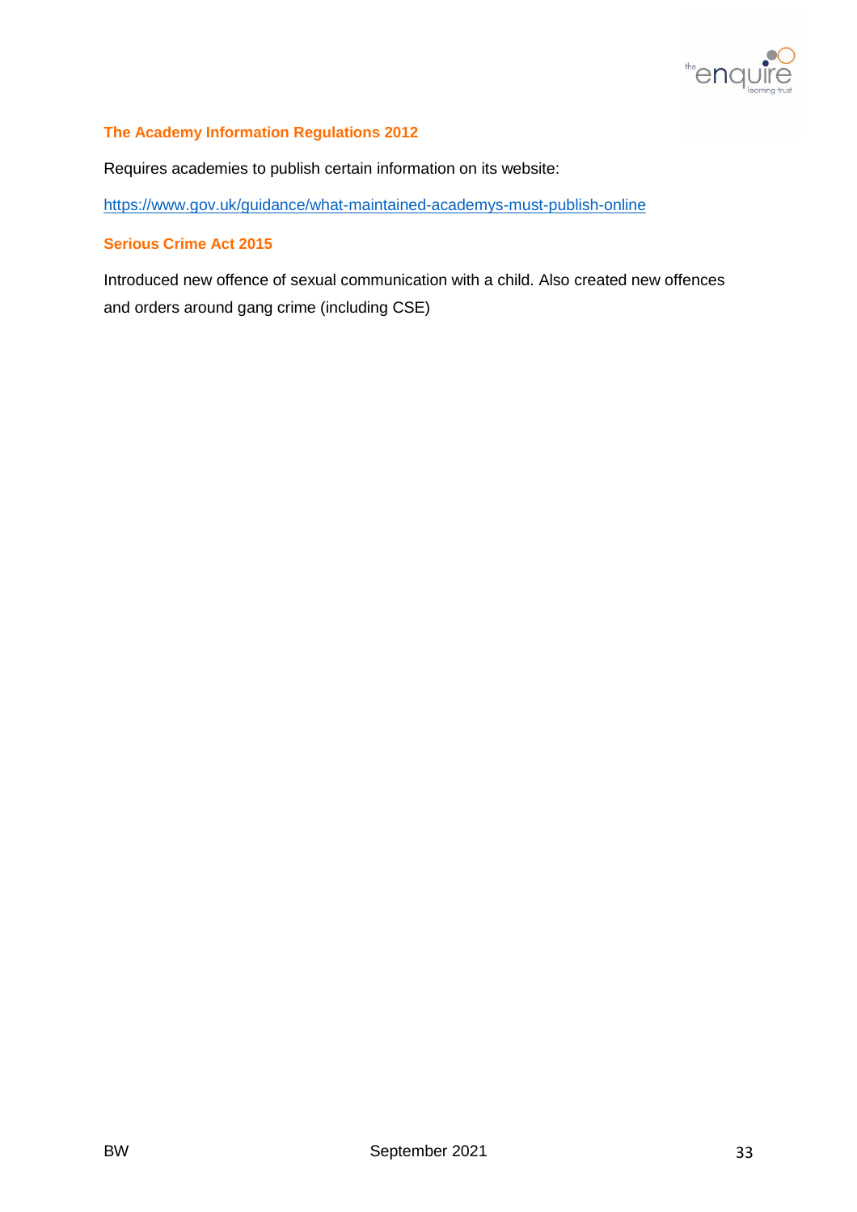### The Academy Information Regulations 2012

Requires academies to publish certain information on its website:

https://www.gov.uk/guidance/what-maintained-academys-must-publish-online

### Serious Crime Act 2015

Introduced new offence of sexual communication with a child. Also created new offences and orders around gang crime (including CSE)